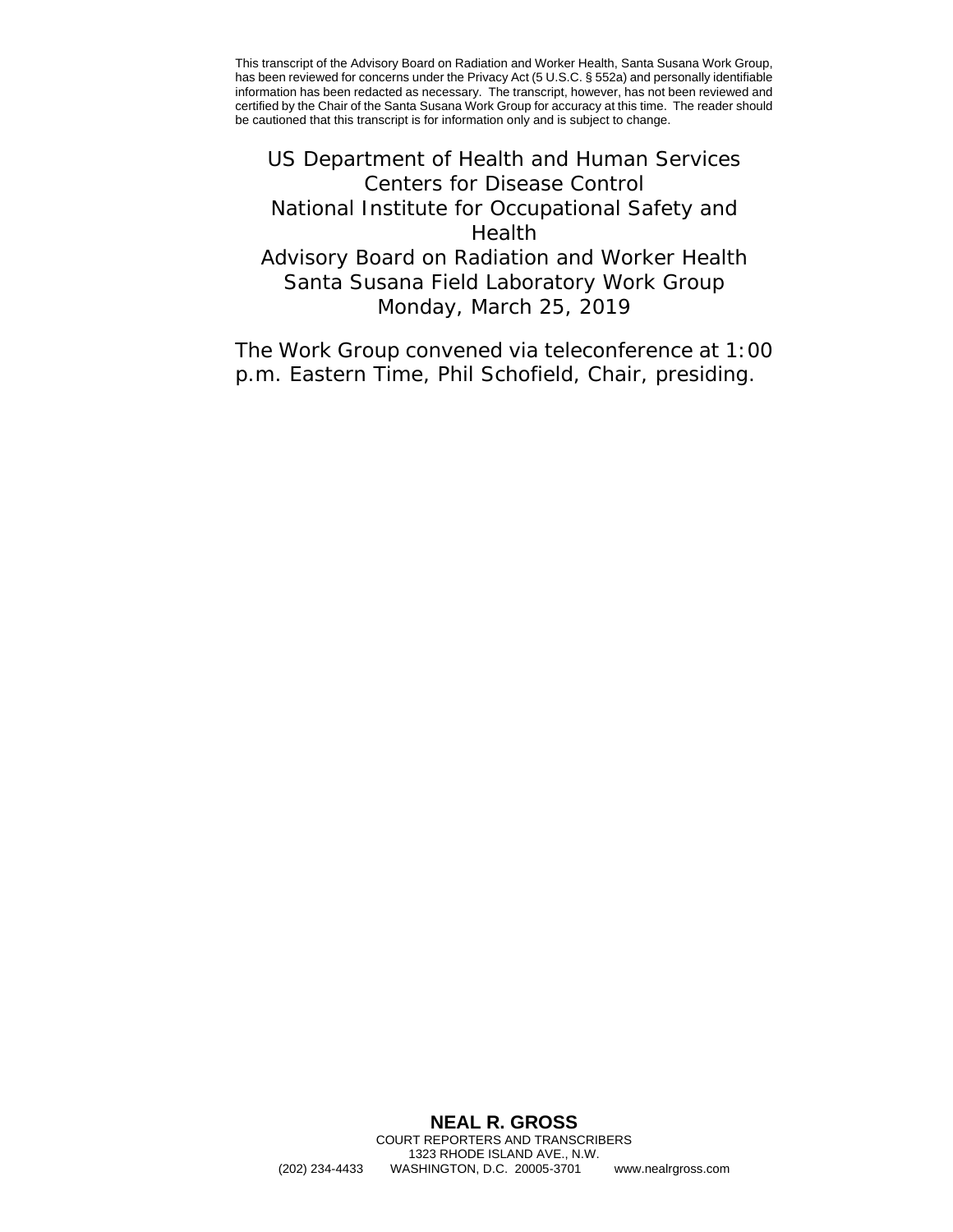This transcript of the Advisory Board on Radiation and Worker Health, Santa Susana Work Group, has been reviewed for concerns under the Privacy Act (5 U.S.C. § 552a) and personally identifiable information has been redacted as necessary. The transcript, however, has not been reviewed and certified by the Chair of the Santa Susana Work Group for accuracy at this time. The reader should be cautioned that this transcript is for information only and is subject to change.

# US Department of Health and Human Services
# Centers for Disease Control
# National Institute for Occupational Safety and Health
# Advisory Board on Radiation and Worker Health
# Santa Susana Field Laboratory Work Group
# Monday, March 25, 2019

The Work Group convened via teleconference at 1:00 p.m. Eastern Time, Phil Schofield, Chair, presiding.

**NEAL R. GROSS**
COURT REPORTERS AND TRANSCRIBERS
1323 RHODE ISLAND AVE., N.W.
(202) 234-4433 WASHINGTON, D.C. 20005-3701 www.nealrgross.com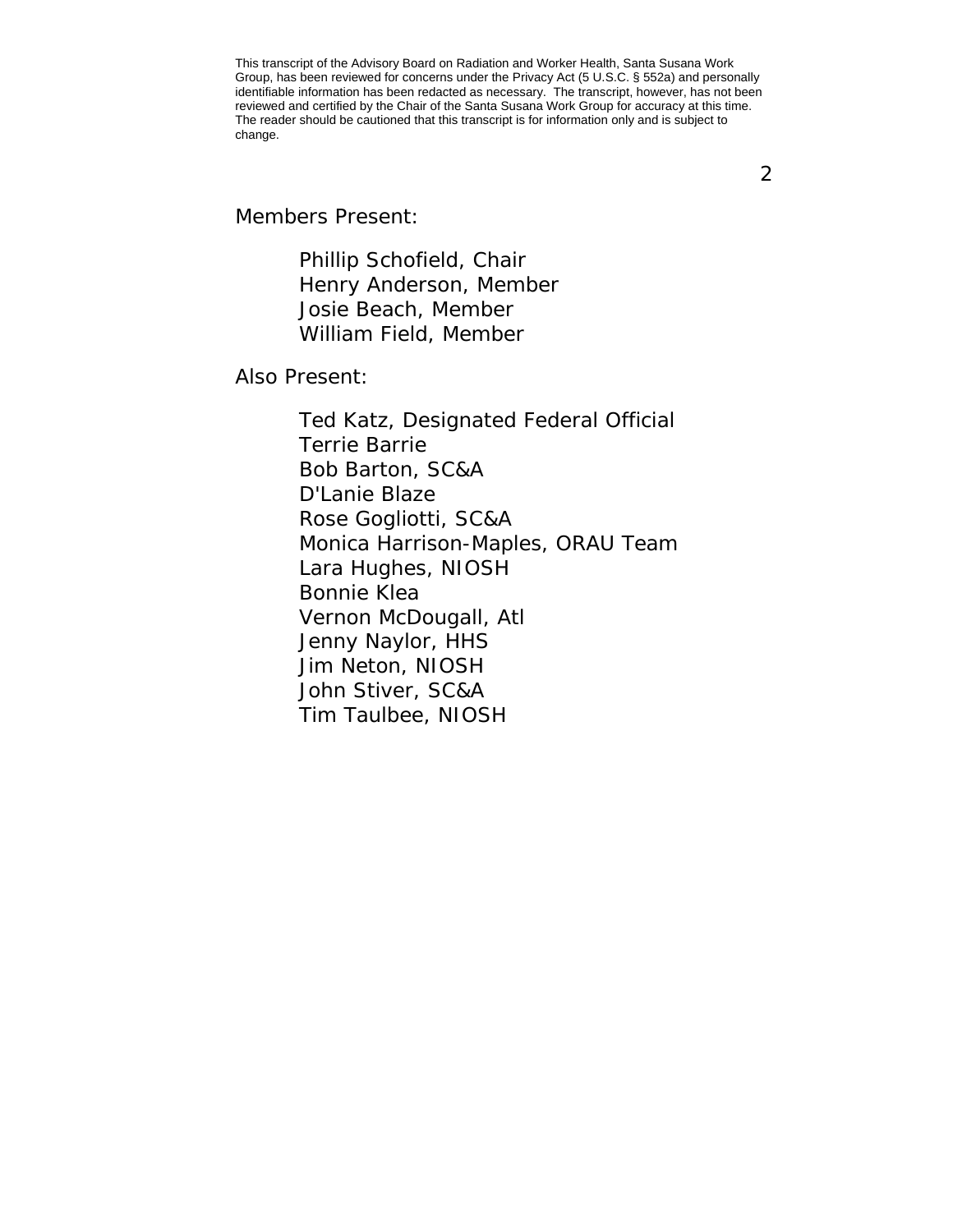Members Present:

- Phillip Schofield, Chair
- Henry Anderson, Member
- Josie Beach, Member
- William Field, Member

Also Present:

- Ted Katz, Designated Federal Official
- Terrie Barrie
- Bob Barton, SC&A
- D'Lanie Blaze
- Rose Gogliotti, SC&A
- Monica Harrison-Maples, ORAU Team
- Lara Hughes, NIOSH
- Bonnie Klea
- Vernon McDougall, Atl
- Jenny Naylor, HHS
- Jim Neton, NIOSH
- John Stiver, SC&A
- Tim Taulbee, NIOSH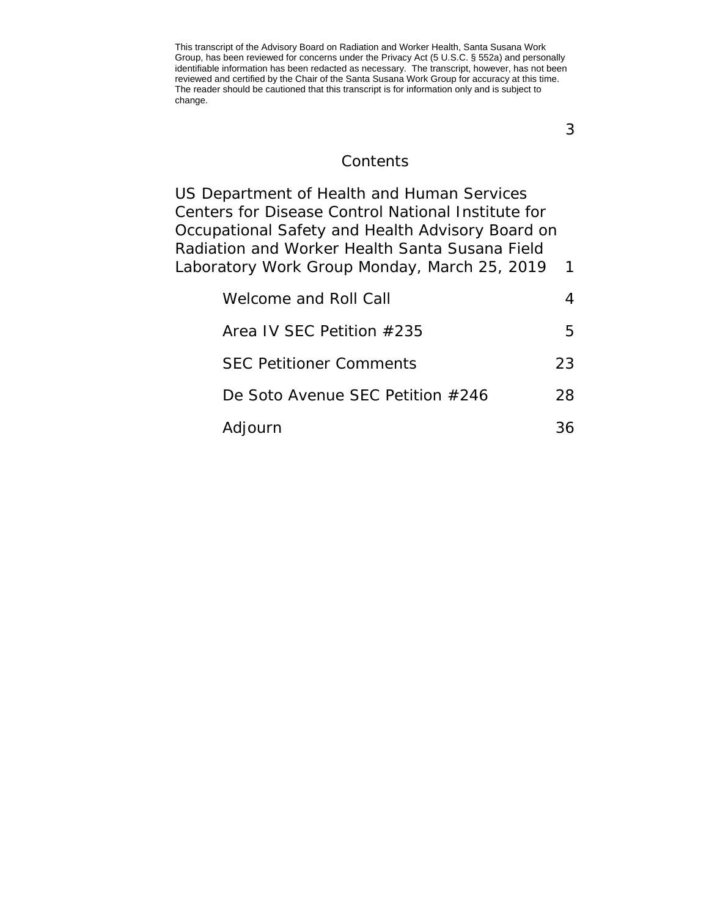This transcript of the Advisory Board on Radiation and Worker Health, Santa Susana Work Group, has been reviewed for concerns under the Privacy Act (5 U.S.C. § 552a) and personally identifiable information has been redacted as necessary. The transcript, however, has not been reviewed and certified by the Chair of the Santa Susana Work Group for accuracy at this time. The reader should be cautioned that this transcript is for information only and is subject to change.

# Contents

US Department of Health and Human Services Centers for Disease Control National Institute for Occupational Safety and Health Advisory Board on Radiation and Worker Health Santa Susana Field Laboratory Work Group Monday, March 25, 2019 1

- Welcome and Roll Call 4
- Area IV SEC Petition #235 5
- SEC Petitioner Comments 23
- De Soto Avenue SEC Petition #246 28
- Adjourn 36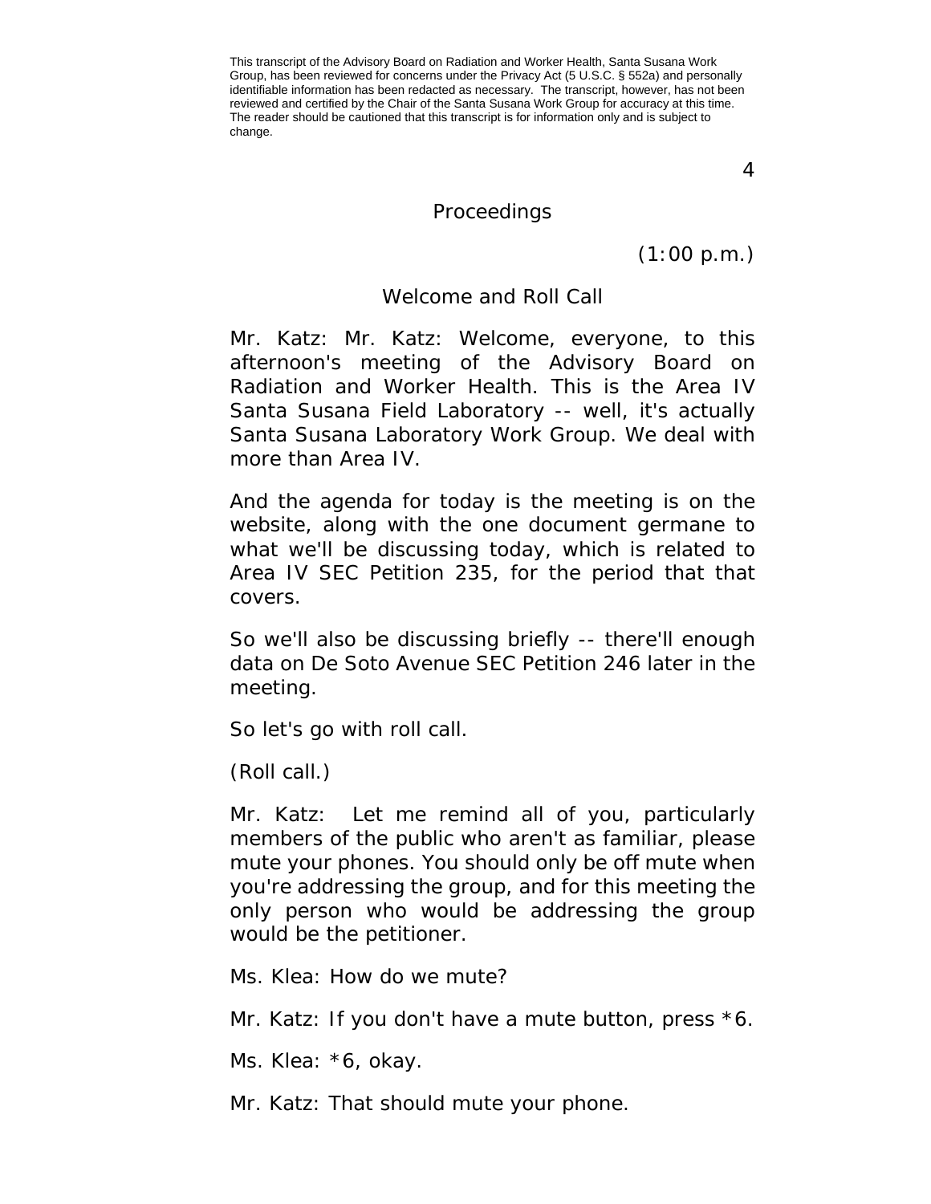This transcript of the Advisory Board on Radiation and Worker Health, Santa Susana Work Group, has been reviewed for concerns under the Privacy Act (5 U.S.C. § 552a) and personally identifiable information has been redacted as necessary. The transcript, however, has not been reviewed and certified by the Chair of the Santa Susana Work Group for accuracy at this time. The reader should be cautioned that this transcript is for information only and is subject to change.

## Proceedings

(1:00 p.m.)

### Welcome and Roll Call

Mr. Katz: Mr. Katz: Welcome, everyone, to this afternoon's meeting of the Advisory Board on Radiation and Worker Health. This is the Area IV Santa Susana Field Laboratory -- well, it's actually Santa Susana Laboratory Work Group. We deal with more than Area IV.

And the agenda for today is the meeting is on the website, along with the one document germane to what we'll be discussing today, which is related to Area IV SEC Petition 235, for the period that that covers.

So we'll also be discussing briefly -- there'll enough data on De Soto Avenue SEC Petition 246 later in the meeting.

So let's go with roll call.

(Roll call.)

Mr. Katz: Let me remind all of you, particularly members of the public who aren't as familiar, please mute your phones. You should only be off mute when you're addressing the group, and for this meeting the only person who would be addressing the group would be the petitioner.

Ms. Klea: How do we mute?

Mr. Katz: If you don't have a mute button, press *6.

Ms. Klea: *6, okay.

Mr. Katz: That should mute your phone.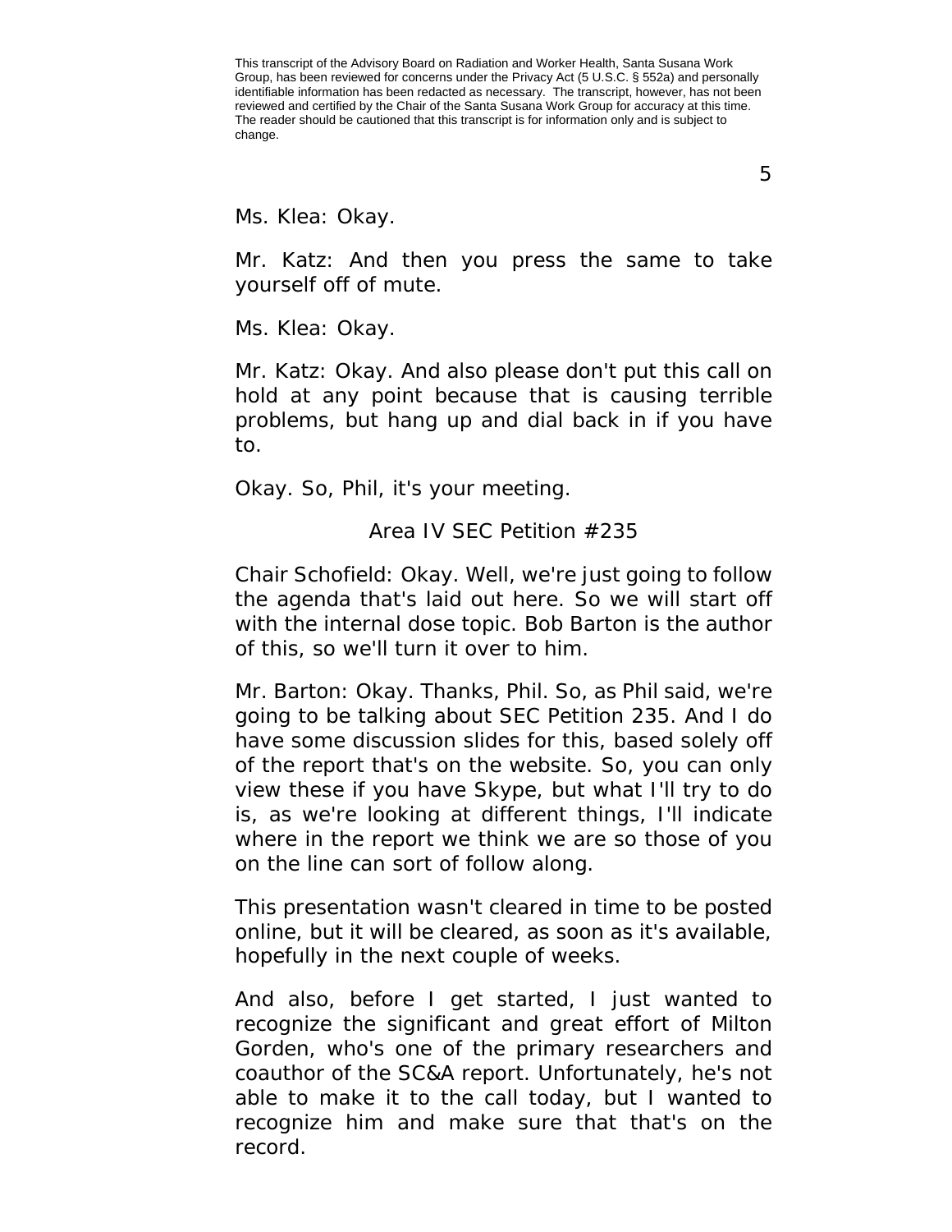Ms. Klea: Okay.

Mr. Katz: And then you press the same to take yourself off of mute.

Ms. Klea: Okay.

Mr. Katz: Okay. And also please don't put this call on hold at any point because that is causing terrible problems, but hang up and dial back in if you have to.

Okay. So, Phil, it's your meeting.

## Area IV SEC Petition #235

Chair Schofield: Okay. Well, we're just going to follow the agenda that's laid out here. So we will start off with the internal dose topic. Bob Barton is the author of this, so we'll turn it over to him.

Mr. Barton: Okay. Thanks, Phil. So, as Phil said, we're going to be talking about SEC Petition 235. And I do have some discussion slides for this, based solely off of the report that's on the website. So, you can only view these if you have Skype, but what I'll try to do is, as we're looking at different things, I'll indicate where in the report we think we are so those of you on the line can sort of follow along.

This presentation wasn't cleared in time to be posted online, but it will be cleared, as soon as it's available, hopefully in the next couple of weeks.

And also, before I get started, I just wanted to recognize the significant and great effort of Milton Gorden, who's one of the primary researchers and coauthor of the SC&A report. Unfortunately, he's not able to make it to the call today, but I wanted to recognize him and make sure that that's on the record.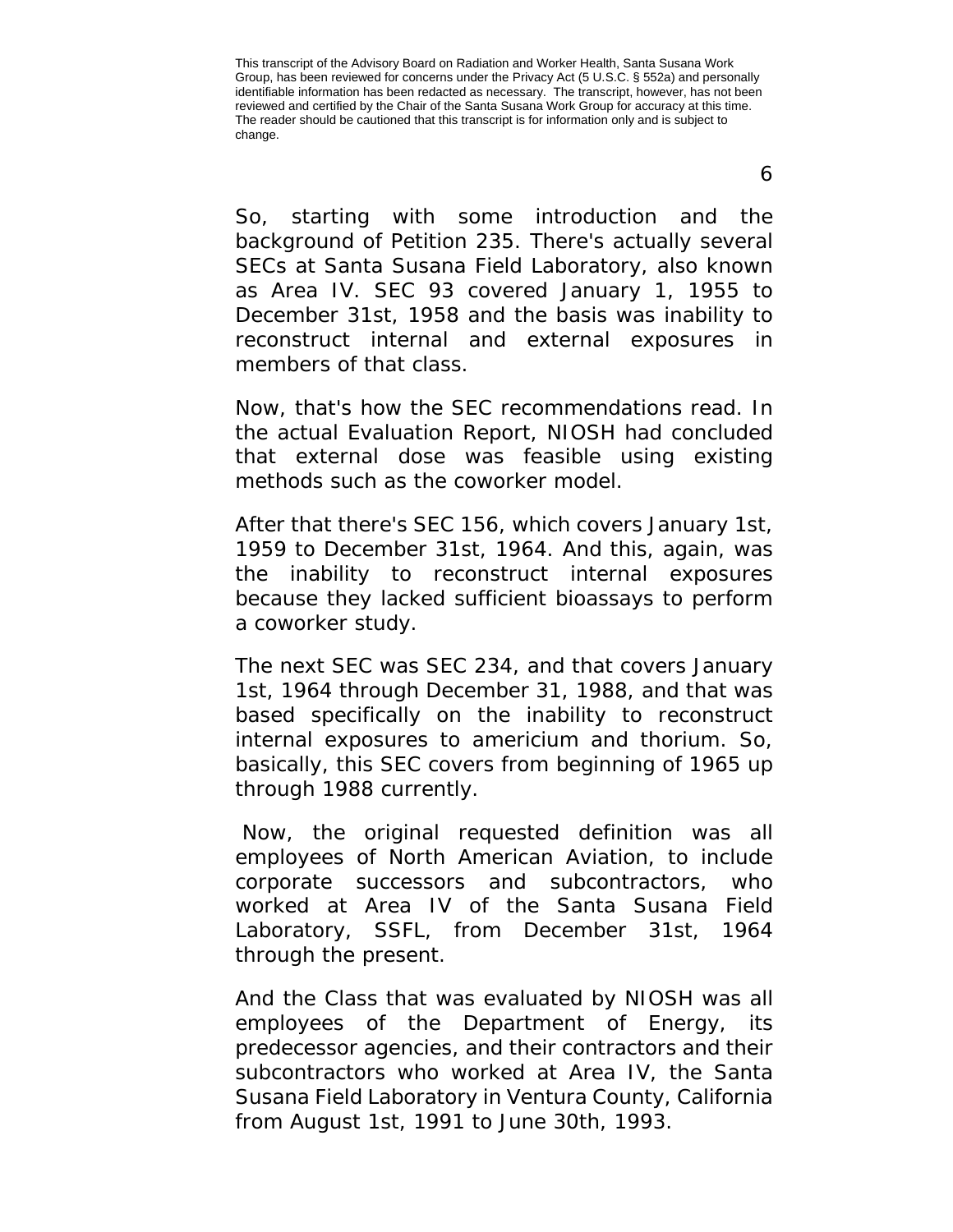This transcript of the Advisory Board on Radiation and Worker Health, Santa Susana Work Group, has been reviewed for concerns under the Privacy Act (5 U.S.C. § 552a) and personally identifiable information has been redacted as necessary. The transcript, however, has not been reviewed and certified by the Chair of the Santa Susana Work Group for accuracy at this time. The reader should be cautioned that this transcript is for information only and is subject to change.

So, starting with some introduction and the background of Petition 235. There's actually several SECs at Santa Susana Field Laboratory, also known as Area IV. SEC 93 covered January 1, 1955 to December 31st, 1958 and the basis was inability to reconstruct internal and external exposures in members of that class.

Now, that's how the SEC recommendations read. In the actual Evaluation Report, NIOSH had concluded that external dose was feasible using existing methods such as the coworker model.

After that there's SEC 156, which covers January 1st, 1959 to December 31st, 1964. And this, again, was the inability to reconstruct internal exposures because they lacked sufficient bioassays to perform a coworker study.

The next SEC was SEC 234, and that covers January 1st, 1964 through December 31, 1988, and that was based specifically on the inability to reconstruct internal exposures to americium and thorium. So, basically, this SEC covers from beginning of 1965 up through 1988 currently.

Now, the original requested definition was all employees of North American Aviation, to include corporate successors and subcontractors, who worked at Area IV of the Santa Susana Field Laboratory, SSFL, from December 31st, 1964 through the present.

And the Class that was evaluated by NIOSH was all employees of the Department of Energy, its predecessor agencies, and their contractors and their subcontractors who worked at Area IV, the Santa Susana Field Laboratory in Ventura County, California from August 1st, 1991 to June 30th, 1993.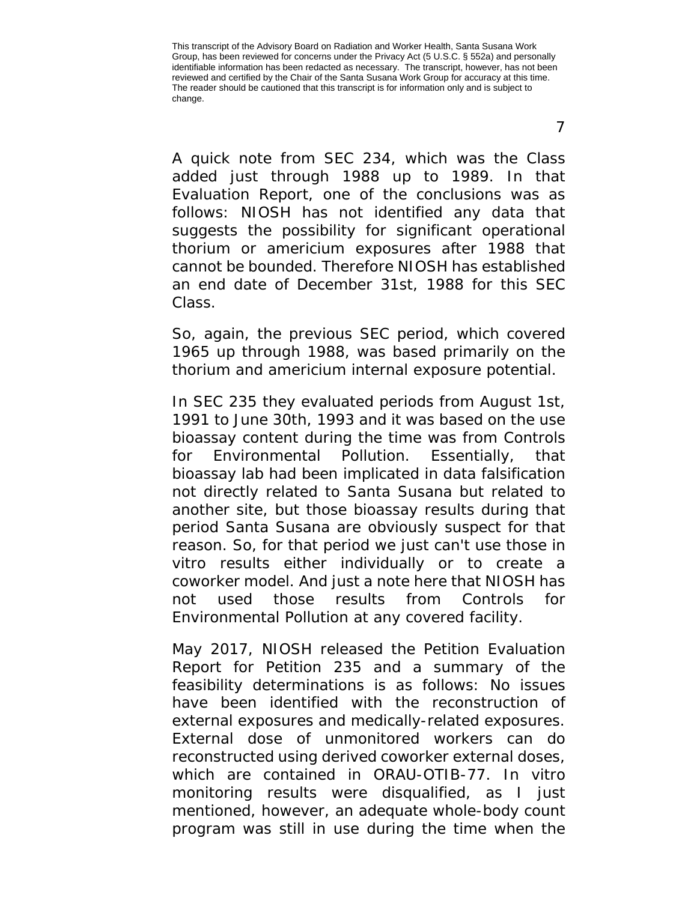A quick note from SEC 234, which was the Class added just through 1988 up to 1989. In that Evaluation Report, one of the conclusions was as follows: NIOSH has not identified any data that suggests the possibility for significant operational thorium or americium exposures after 1988 that cannot be bounded. Therefore NIOSH has established an end date of December 31st, 1988 for this SEC Class.

So, again, the previous SEC period, which covered 1965 up through 1988, was based primarily on the thorium and americium internal exposure potential.

In SEC 235 they evaluated periods from August 1st, 1991 to June 30th, 1993 and it was based on the use bioassay content during the time was from Controls for Environmental Pollution. Essentially, that bioassay lab had been implicated in data falsification not directly related to Santa Susana but related to another site, but those bioassay results during that period Santa Susana are obviously suspect for that reason. So, for that period we just can't use those in vitro results either individually or to create a coworker model. And just a note here that NIOSH has not used those results from Controls for Environmental Pollution at any covered facility.

May 2017, NIOSH released the Petition Evaluation Report for Petition 235 and a summary of the feasibility determinations is as follows: No issues have been identified with the reconstruction of external exposures and medically-related exposures. External dose of unmonitored workers can do reconstructed using derived coworker external doses, which are contained in ORAU-OTIB-77. In vitro monitoring results were disqualified, as I just mentioned, however, an adequate whole-body count program was still in use during the time when the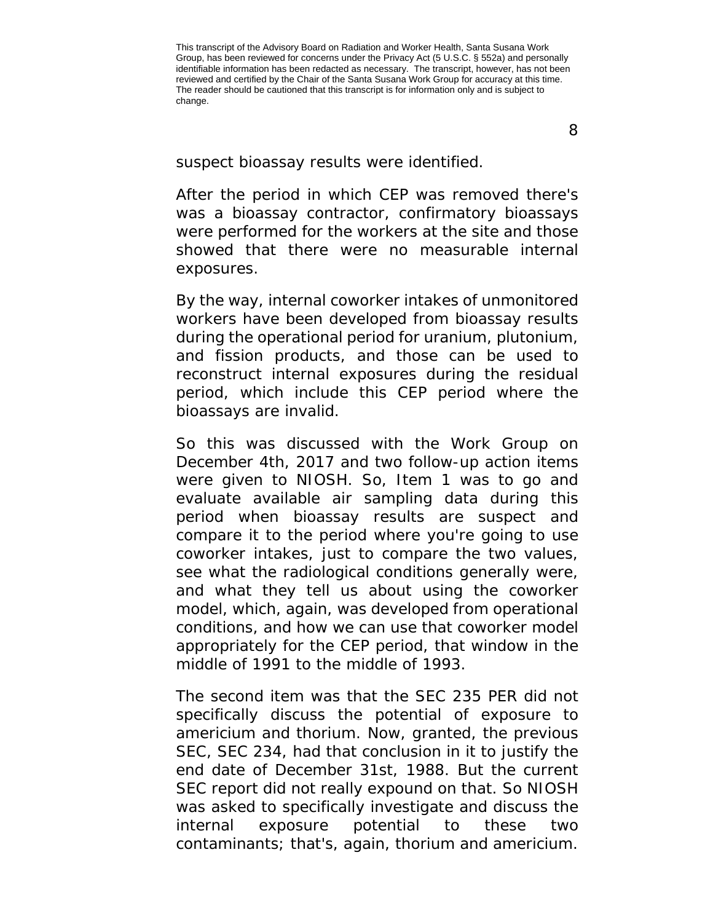suspect bioassay results were identified.

After the period in which CEP was removed there's was a bioassay contractor, confirmatory bioassays were performed for the workers at the site and those showed that there were no measurable internal exposures.

By the way, internal coworker intakes of unmonitored workers have been developed from bioassay results during the operational period for uranium, plutonium, and fission products, and those can be used to reconstruct internal exposures during the residual period, which include this CEP period where the bioassays are invalid.

So this was discussed with the Work Group on December 4th, 2017 and two follow-up action items were given to NIOSH. So, Item 1 was to go and evaluate available air sampling data during this period when bioassay results are suspect and compare it to the period where you're going to use coworker intakes, just to compare the two values, see what the radiological conditions generally were, and what they tell us about using the coworker model, which, again, was developed from operational conditions, and how we can use that coworker model appropriately for the CEP period, that window in the middle of 1991 to the middle of 1993.

The second item was that the SEC 235 PER did not specifically discuss the potential of exposure to americium and thorium. Now, granted, the previous SEC, SEC 234, had that conclusion in it to justify the end date of December 31st, 1988. But the current SEC report did not really expound on that. So NIOSH was asked to specifically investigate and discuss the internal exposure potential to these two contaminants; that's, again, thorium and americium.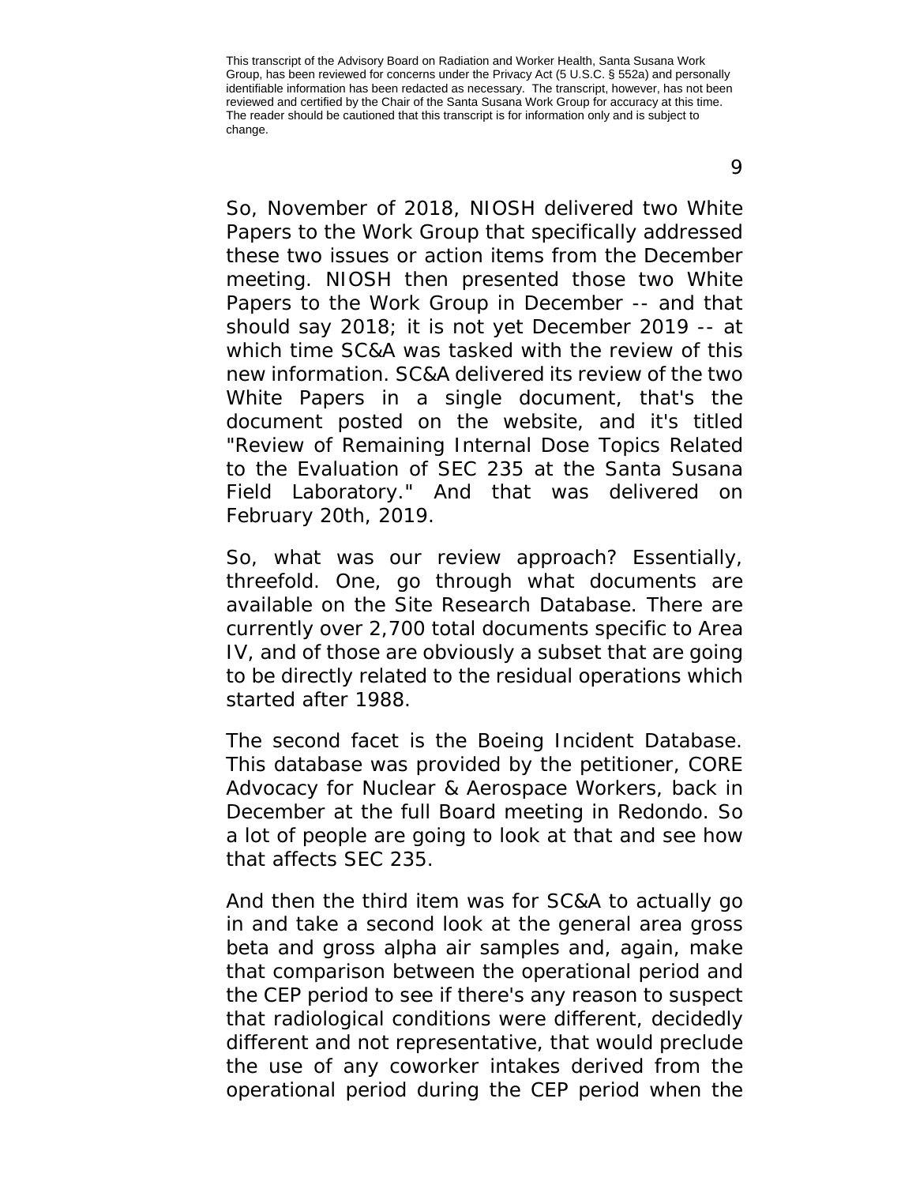So, November of 2018, NIOSH delivered two White Papers to the Work Group that specifically addressed these two issues or action items from the December meeting. NIOSH then presented those two White Papers to the Work Group in December -- and that should say 2018; it is not yet December 2019 -- at which time SC&A was tasked with the review of this new information. SC&A delivered its review of the two White Papers in a single document, that's the document posted on the website, and it's titled "Review of Remaining Internal Dose Topics Related to the Evaluation of SEC 235 at the Santa Susana Field Laboratory." And that was delivered on February 20th, 2019.

So, what was our review approach? Essentially, threefold. One, go through what documents are available on the Site Research Database. There are currently over 2,700 total documents specific to Area IV, and of those are obviously a subset that are going to be directly related to the residual operations which started after 1988.

The second facet is the Boeing Incident Database. This database was provided by the petitioner, CORE Advocacy for Nuclear & Aerospace Workers, back in December at the full Board meeting in Redondo. So a lot of people are going to look at that and see how that affects SEC 235.

And then the third item was for SC&A to actually go in and take a second look at the general area gross beta and gross alpha air samples and, again, make that comparison between the operational period and the CEP period to see if there's any reason to suspect that radiological conditions were different, decidedly different and not representative, that would preclude the use of any coworker intakes derived from the operational period during the CEP period when the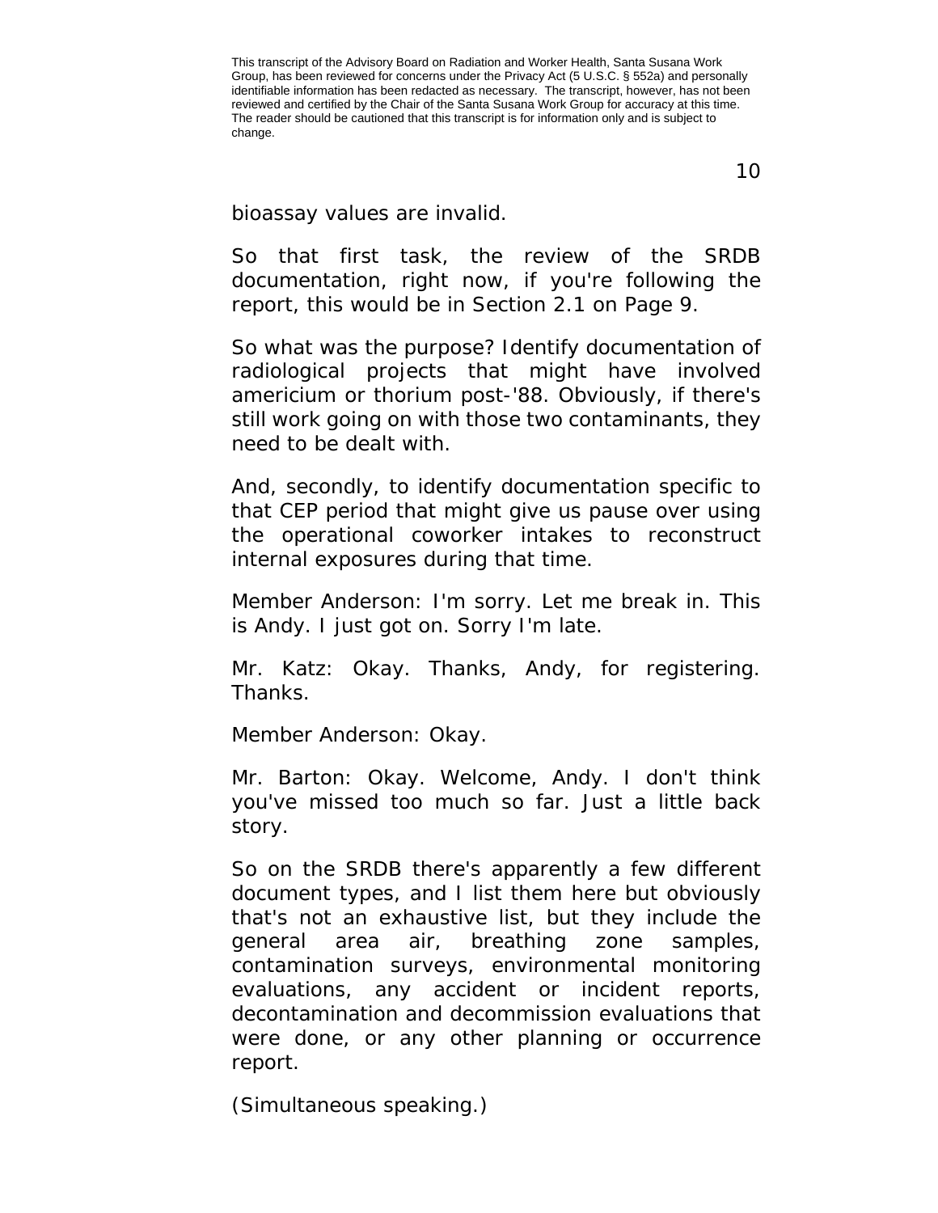bioassay values are invalid.

So that first task, the review of the SRDB documentation, right now, if you're following the report, this would be in Section 2.1 on Page 9.

So what was the purpose? Identify documentation of radiological projects that might have involved americium or thorium post-'88. Obviously, if there's still work going on with those two contaminants, they need to be dealt with.

And, secondly, to identify documentation specific to that CEP period that might give us pause over using the operational coworker intakes to reconstruct internal exposures during that time.

Member Anderson: I'm sorry. Let me break in. This is Andy. I just got on. Sorry I'm late.

Mr. Katz: Okay. Thanks, Andy, for registering. Thanks.

Member Anderson: Okay.

Mr. Barton: Okay. Welcome, Andy. I don't think you've missed too much so far. Just a little back story.

So on the SRDB there's apparently a few different document types, and I list them here but obviously that's not an exhaustive list, but they include the general area air, breathing zone samples, contamination surveys, environmental monitoring evaluations, any accident or incident reports, decontamination and decommission evaluations that were done, or any other planning or occurrence report.

(Simultaneous speaking.)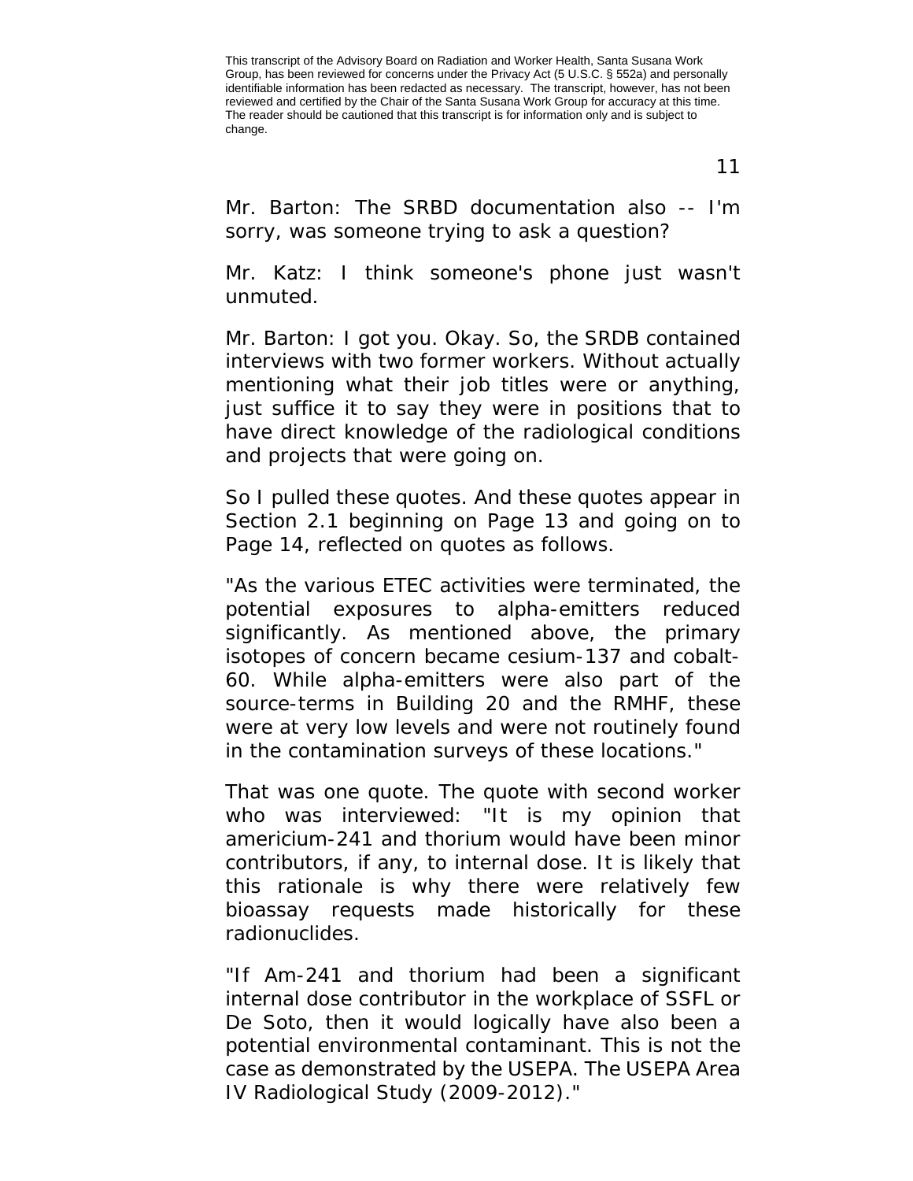Mr. Barton: The SRBD documentation also -- I'm sorry, was someone trying to ask a question?

Mr. Katz: I think someone's phone just wasn't unmuted.

Mr. Barton: I got you. Okay. So, the SRDB contained interviews with two former workers. Without actually mentioning what their job titles were or anything, just suffice it to say they were in positions that to have direct knowledge of the radiological conditions and projects that were going on.

So I pulled these quotes. And these quotes appear in Section 2.1 beginning on Page 13 and going on to Page 14, reflected on quotes as follows.

"As the various ETEC activities were terminated, the potential exposures to alpha-emitters reduced significantly. As mentioned above, the primary isotopes of concern became cesium-137 and cobalt-60. While alpha-emitters were also part of the source-terms in Building 20 and the RMHF, these were at very low levels and were not routinely found in the contamination surveys of these locations."

That was one quote. The quote with second worker who was interviewed: "It is my opinion that americium-241 and thorium would have been minor contributors, if any, to internal dose. It is likely that this rationale is why there were relatively few bioassay requests made historically for these radionuclides.

"If Am-241 and thorium had been a significant internal dose contributor in the workplace of SSFL or De Soto, then it would logically have also been a potential environmental contaminant. This is not the case as demonstrated by the USEPA. The USEPA Area IV Radiological Study (2009-2012)."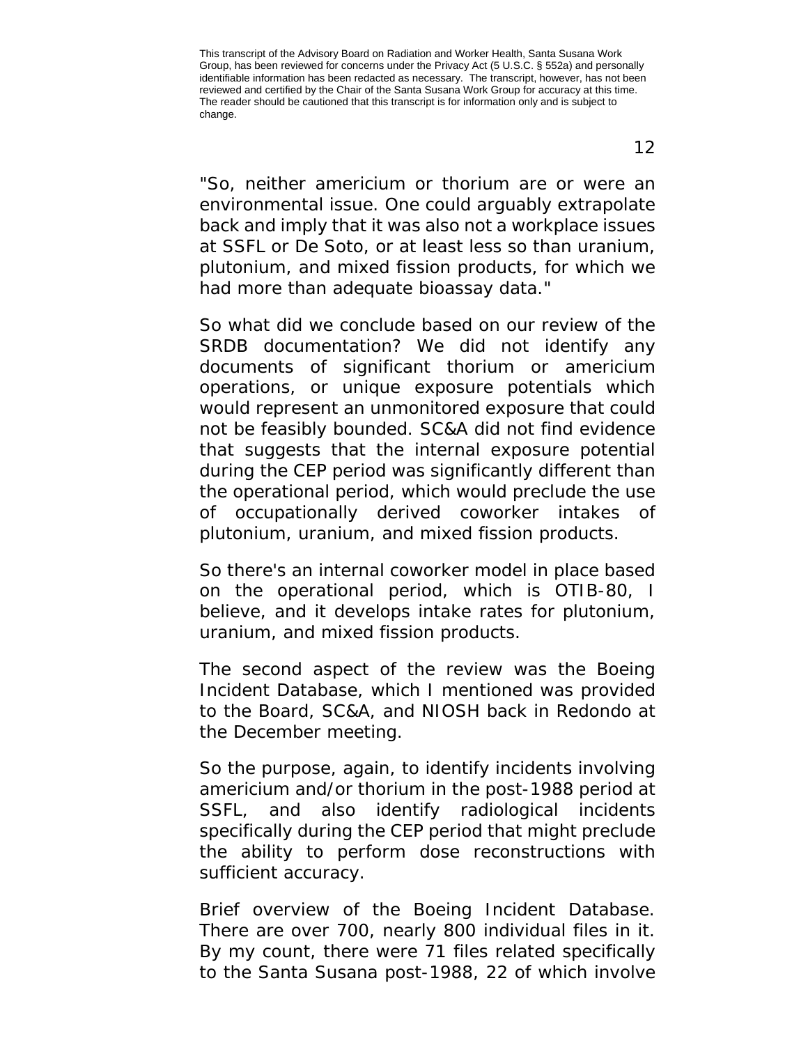This transcript of the Advisory Board on Radiation and Worker Health, Santa Susana Work Group, has been reviewed for concerns under the Privacy Act (5 U.S.C. § 552a) and personally identifiable information has been redacted as necessary. The transcript, however, has not been reviewed and certified by the Chair of the Santa Susana Work Group for accuracy at this time. The reader should be cautioned that this transcript is for information only and is subject to change.

"So, neither americium or thorium are or were an environmental issue. One could arguably extrapolate back and imply that it was also not a workplace issues at SSFL or De Soto, or at least less so than uranium, plutonium, and mixed fission products, for which we had more than adequate bioassay data."

So what did we conclude based on our review of the SRDB documentation? We did not identify any documents of significant thorium or americium operations, or unique exposure potentials which would represent an unmonitored exposure that could not be feasibly bounded. SC&A did not find evidence that suggests that the internal exposure potential during the CEP period was significantly different than the operational period, which would preclude the use of occupationally derived coworker intakes of plutonium, uranium, and mixed fission products.

So there's an internal coworker model in place based on the operational period, which is OTIB-80, I believe, and it develops intake rates for plutonium, uranium, and mixed fission products.

The second aspect of the review was the Boeing Incident Database, which I mentioned was provided to the Board, SC&A, and NIOSH back in Redondo at the December meeting.

So the purpose, again, to identify incidents involving americium and/or thorium in the post-1988 period at SSFL, and also identify radiological incidents specifically during the CEP period that might preclude the ability to perform dose reconstructions with sufficient accuracy.

Brief overview of the Boeing Incident Database. There are over 700, nearly 800 individual files in it. By my count, there were 71 files related specifically to the Santa Susana post-1988, 22 of which involve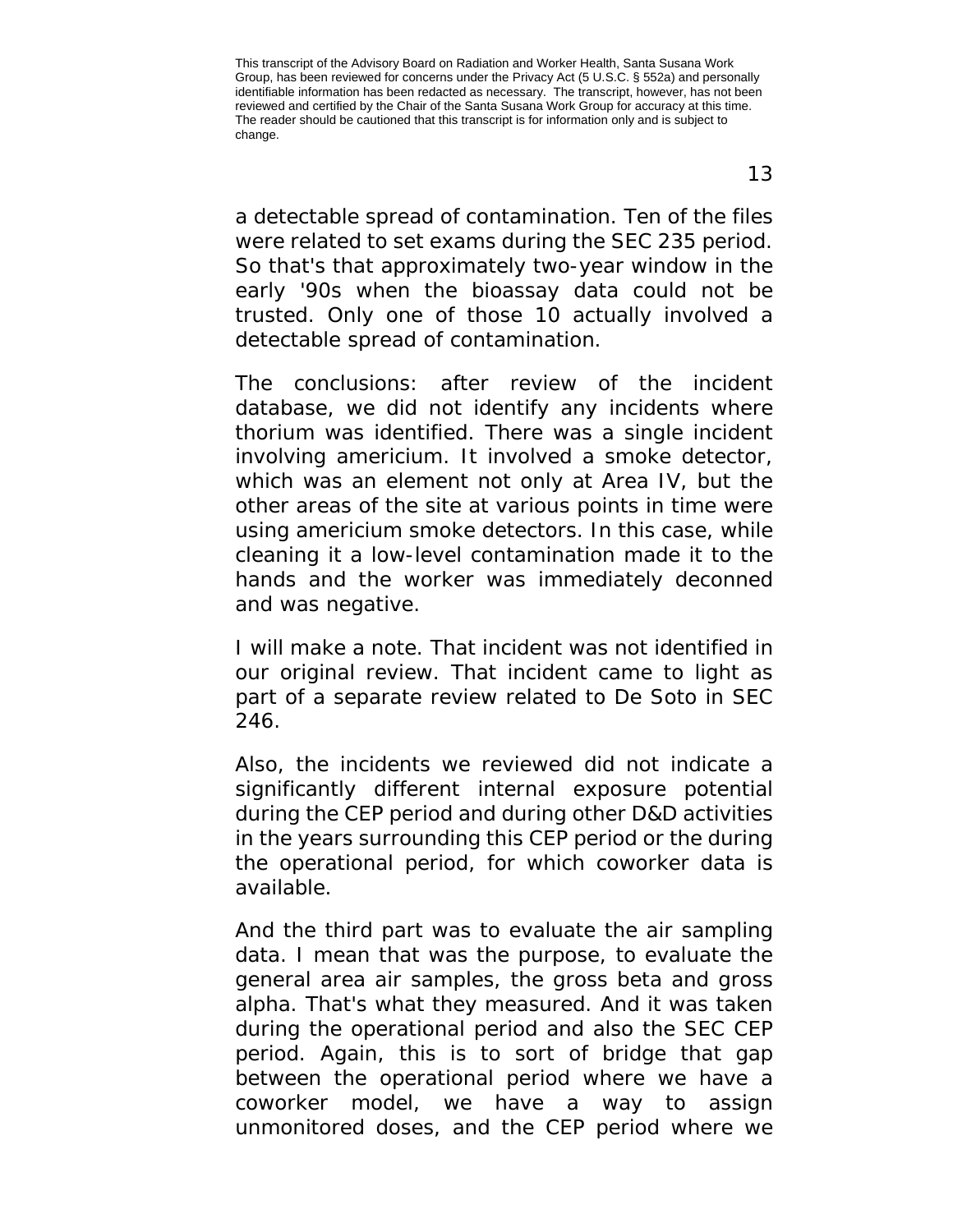a detectable spread of contamination. Ten of the files were related to set exams during the SEC 235 period. So that's that approximately two-year window in the early '90s when the bioassay data could not be trusted. Only one of those 10 actually involved a detectable spread of contamination.

The conclusions: after review of the incident database, we did not identify any incidents where thorium was identified. There was a single incident involving americium. It involved a smoke detector, which was an element not only at Area IV, but the other areas of the site at various points in time were using americium smoke detectors. In this case, while cleaning it a low-level contamination made it to the hands and the worker was immediately deconned and was negative.

I will make a note. That incident was not identified in our original review. That incident came to light as part of a separate review related to De Soto in SEC 246.

Also, the incidents we reviewed did not indicate a significantly different internal exposure potential during the CEP period and during other D&D activities in the years surrounding this CEP period or the during the operational period, for which coworker data is available.

And the third part was to evaluate the air sampling data. I mean that was the purpose, to evaluate the general area air samples, the gross beta and gross alpha. That's what they measured. And it was taken during the operational period and also the SEC CEP period. Again, this is to sort of bridge that gap between the operational period where we have a coworker model, we have a way to assign unmonitored doses, and the CEP period where we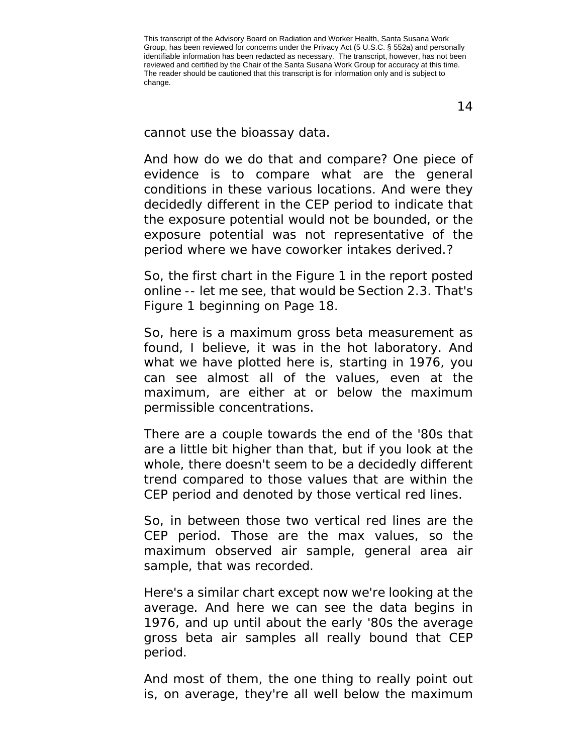cannot use the bioassay data.

And how do we do that and compare? One piece of evidence is to compare what are the general conditions in these various locations. And were they decidedly different in the CEP period to indicate that the exposure potential would not be bounded, or the exposure potential was not representative of the period where we have coworker intakes derived.?

So, the first chart in the Figure 1 in the report posted online -- let me see, that would be Section 2.3. That's Figure 1 beginning on Page 18.

So, here is a maximum gross beta measurement as found, I believe, it was in the hot laboratory. And what we have plotted here is, starting in 1976, you can see almost all of the values, even at the maximum, are either at or below the maximum permissible concentrations.

There are a couple towards the end of the '80s that are a little bit higher than that, but if you look at the whole, there doesn't seem to be a decidedly different trend compared to those values that are within the CEP period and denoted by those vertical red lines.

So, in between those two vertical red lines are the CEP period. Those are the max values, so the maximum observed air sample, general area air sample, that was recorded.

Here's a similar chart except now we're looking at the average. And here we can see the data begins in 1976, and up until about the early '80s the average gross beta air samples all really bound that CEP period.

And most of them, the one thing to really point out is, on average, they're all well below the maximum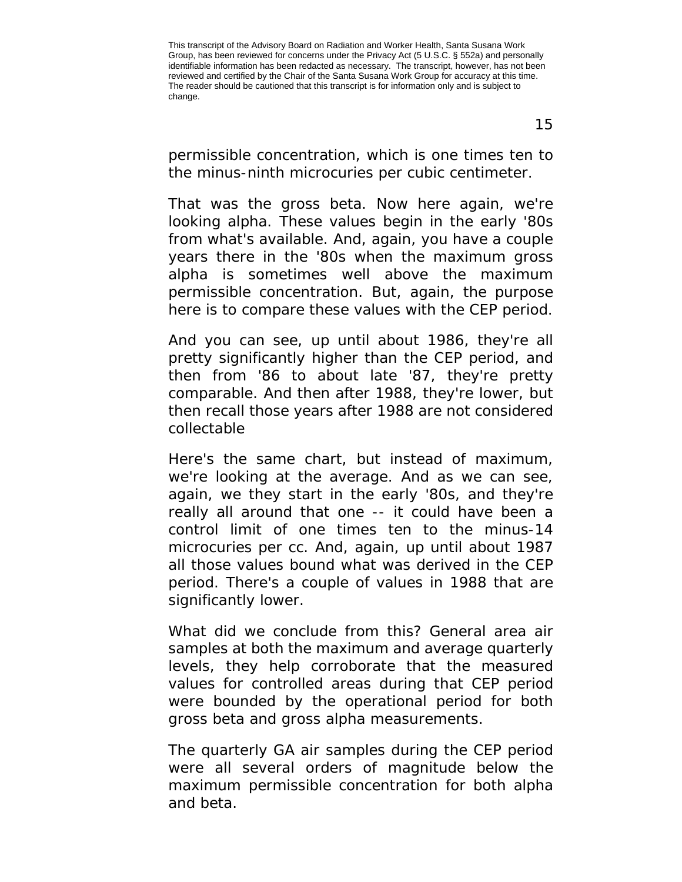permissible concentration, which is one times ten to the minus-ninth microcuries per cubic centimeter.

That was the gross beta. Now here again, we're looking alpha. These values begin in the early '80s from what's available. And, again, you have a couple years there in the '80s when the maximum gross alpha is sometimes well above the maximum permissible concentration. But, again, the purpose here is to compare these values with the CEP period.

And you can see, up until about 1986, they're all pretty significantly higher than the CEP period, and then from '86 to about late '87, they're pretty comparable. And then after 1988, they're lower, but then recall those years after 1988 are not considered collectable

Here's the same chart, but instead of maximum, we're looking at the average. And as we can see, again, we they start in the early '80s, and they're really all around that one -- it could have been a control limit of one times ten to the minus-14 microcuries per cc. And, again, up until about 1987 all those values bound what was derived in the CEP period. There's a couple of values in 1988 that are significantly lower.

What did we conclude from this? General area air samples at both the maximum and average quarterly levels, they help corroborate that the measured values for controlled areas during that CEP period were bounded by the operational period for both gross beta and gross alpha measurements.

The quarterly GA air samples during the CEP period were all several orders of magnitude below the maximum permissible concentration for both alpha and beta.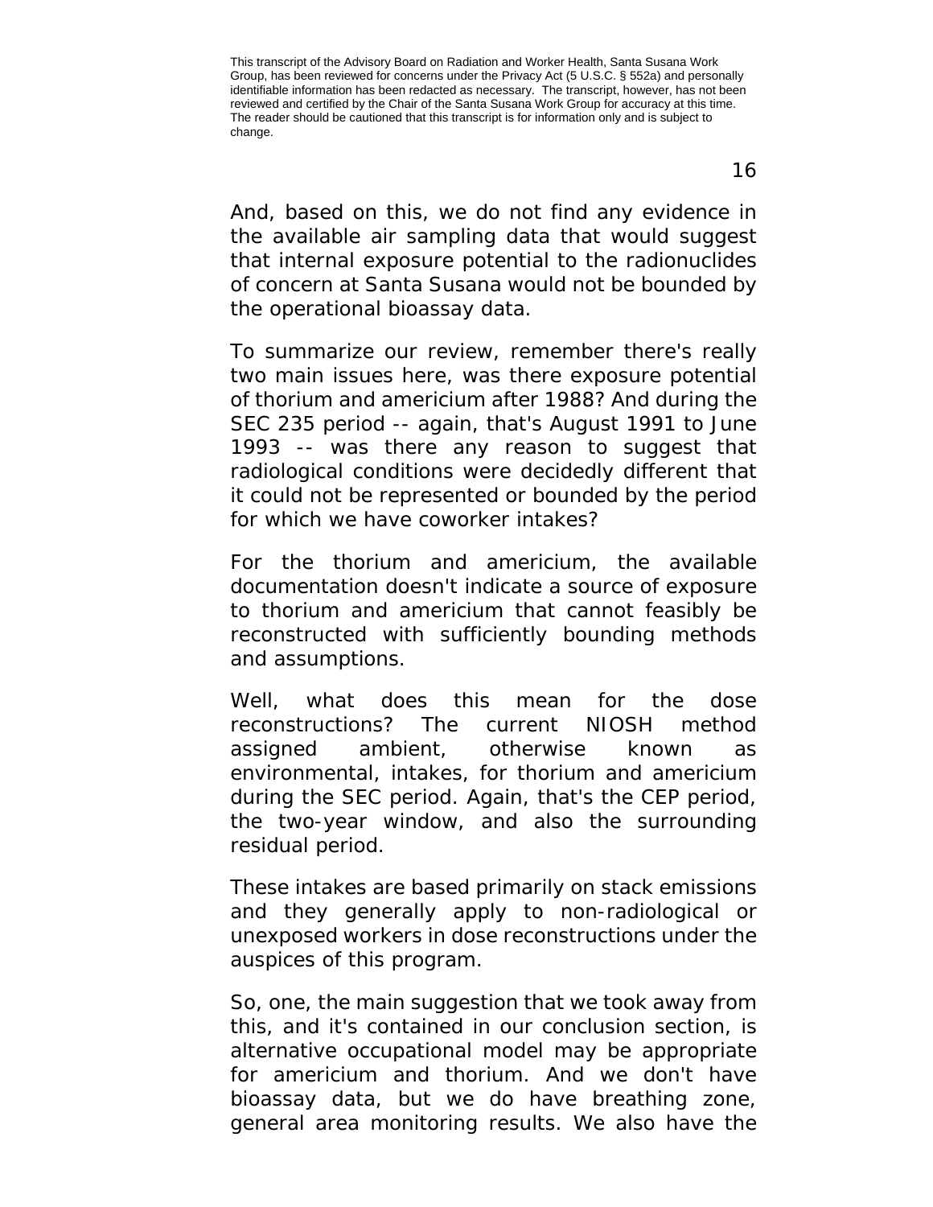And, based on this, we do not find any evidence in the available air sampling data that would suggest that internal exposure potential to the radionuclides of concern at Santa Susana would not be bounded by the operational bioassay data.

To summarize our review, remember there's really two main issues here, was there exposure potential of thorium and americium after 1988? And during the SEC 235 period -- again, that's August 1991 to June 1993 -- was there any reason to suggest that radiological conditions were decidedly different that it could not be represented or bounded by the period for which we have coworker intakes?

For the thorium and americium, the available documentation doesn't indicate a source of exposure to thorium and americium that cannot feasibly be reconstructed with sufficiently bounding methods and assumptions.

Well, what does this mean for the dose reconstructions? The current NIOSH method assigned ambient, otherwise known as environmental, intakes, for thorium and americium during the SEC period. Again, that's the CEP period, the two-year window, and also the surrounding residual period.

These intakes are based primarily on stack emissions and they generally apply to non-radiological or unexposed workers in dose reconstructions under the auspices of this program.

So, one, the main suggestion that we took away from this, and it's contained in our conclusion section, is alternative occupational model may be appropriate for americium and thorium. And we don't have bioassay data, but we do have breathing zone, general area monitoring results. We also have the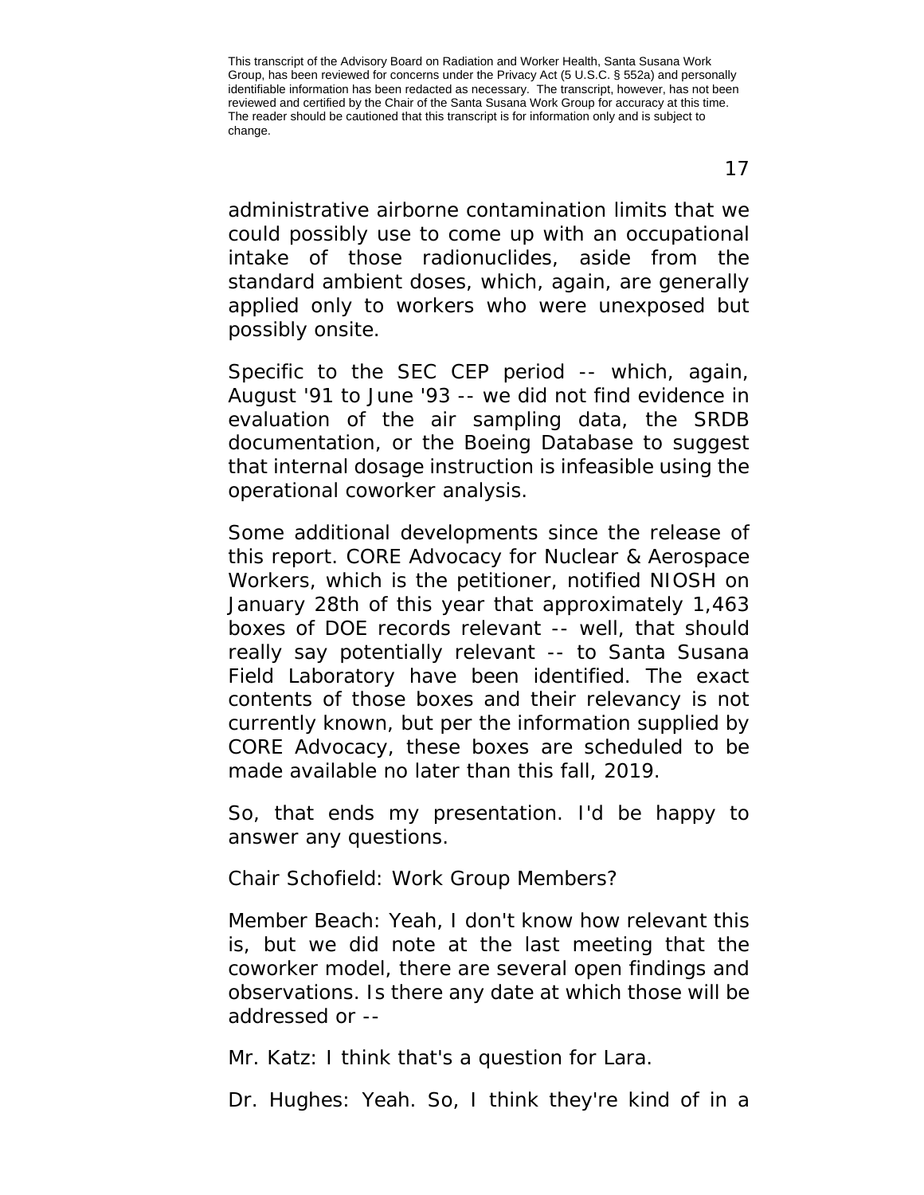administrative airborne contamination limits that we could possibly use to come up with an occupational intake of those radionuclides, aside from the standard ambient doses, which, again, are generally applied only to workers who were unexposed but possibly onsite.

Specific to the SEC CEP period -- which, again, August '91 to June '93 -- we did not find evidence in evaluation of the air sampling data, the SRDB documentation, or the Boeing Database to suggest that internal dosage instruction is infeasible using the operational coworker analysis.

Some additional developments since the release of this report. CORE Advocacy for Nuclear & Aerospace Workers, which is the petitioner, notified NIOSH on January 28th of this year that approximately 1,463 boxes of DOE records relevant -- well, that should really say potentially relevant -- to Santa Susana Field Laboratory have been identified. The exact contents of those boxes and their relevancy is not currently known, but per the information supplied by CORE Advocacy, these boxes are scheduled to be made available no later than this fall, 2019.

So, that ends my presentation. I'd be happy to answer any questions.

Chair Schofield: Work Group Members?

Member Beach: Yeah, I don't know how relevant this is, but we did note at the last meeting that the coworker model, there are several open findings and observations. Is there any date at which those will be addressed or --

Mr. Katz: I think that's a question for Lara.

Dr. Hughes: Yeah. So, I think they're kind of in a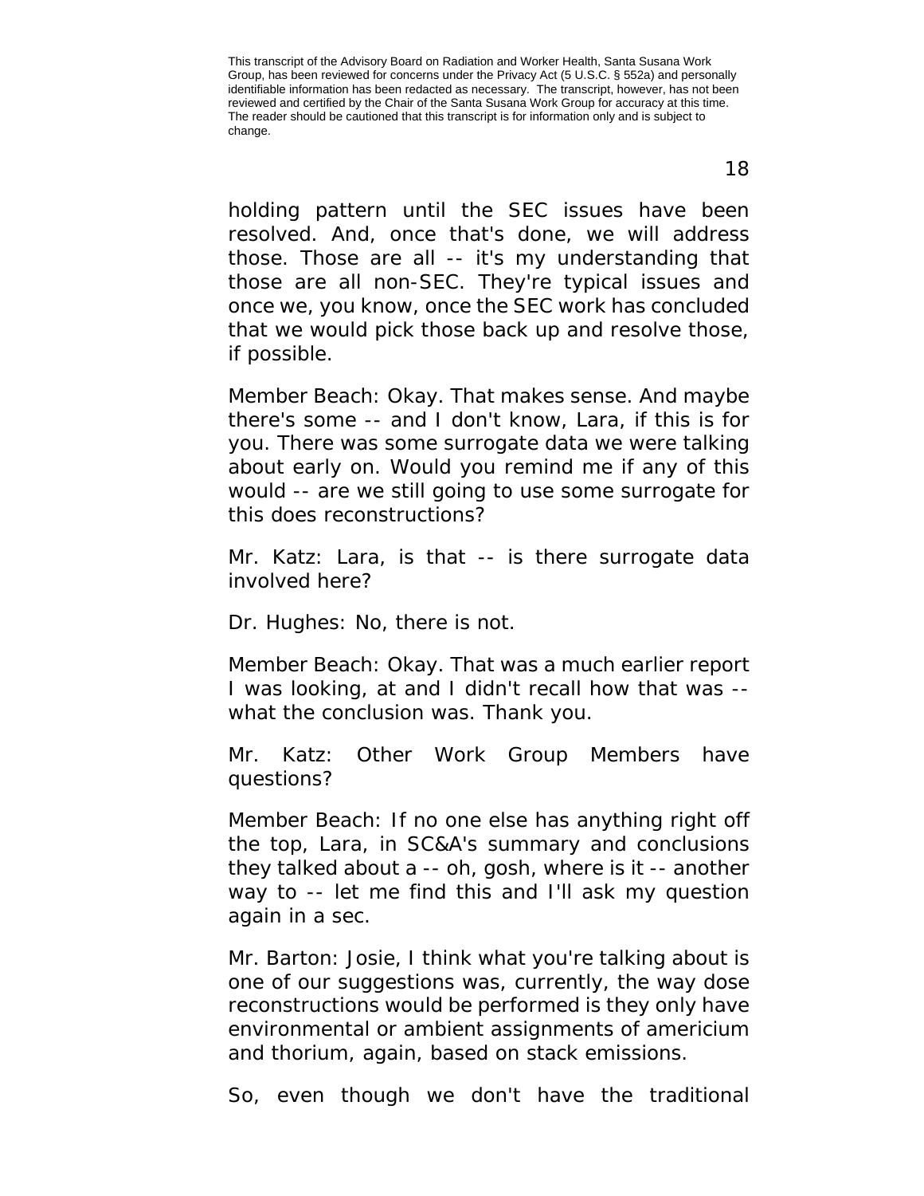holding pattern until the SEC issues have been resolved. And, once that's done, we will address those. Those are all -- it's my understanding that those are all non-SEC. They're typical issues and once we, you know, once the SEC work has concluded that we would pick those back up and resolve those, if possible.

Member Beach: Okay. That makes sense. And maybe there's some -- and I don't know, Lara, if this is for you. There was some surrogate data we were talking about early on. Would you remind me if any of this would -- are we still going to use some surrogate for this does reconstructions?

Mr. Katz: Lara, is that -- is there surrogate data involved here?

Dr. Hughes: No, there is not.

Member Beach: Okay. That was a much earlier report I was looking, at and I didn't recall how that was -- what the conclusion was. Thank you.

Mr. Katz: Other Work Group Members have questions?

Member Beach: If no one else has anything right off the top, Lara, in SC&A's summary and conclusions they talked about a -- oh, gosh, where is it -- another way to -- let me find this and I'll ask my question again in a sec.

Mr. Barton: Josie, I think what you're talking about is one of our suggestions was, currently, the way dose reconstructions would be performed is they only have environmental or ambient assignments of americium and thorium, again, based on stack emissions.

So, even though we don't have the traditional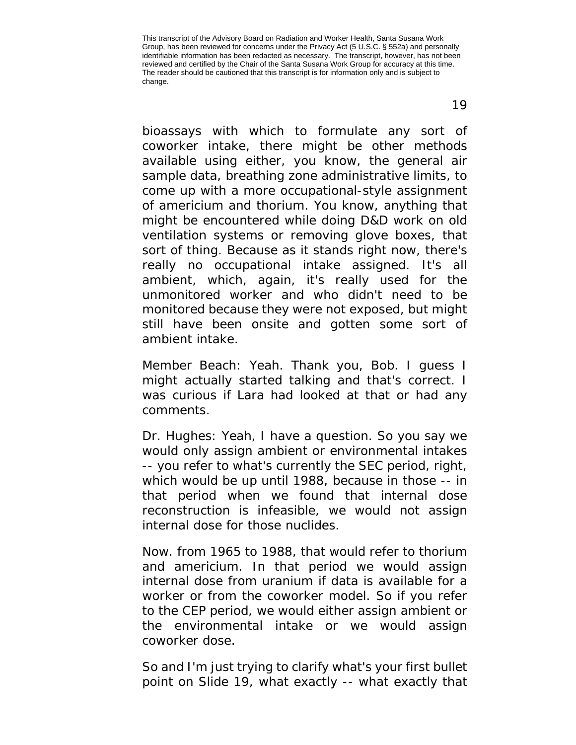bioassays with which to formulate any sort of coworker intake, there might be other methods available using either, you know, the general air sample data, breathing zone administrative limits, to come up with a more occupational-style assignment of americium and thorium. You know, anything that might be encountered while doing D&D work on old ventilation systems or removing glove boxes, that sort of thing. Because as it stands right now, there's really no occupational intake assigned. It's all ambient, which, again, it's really used for the unmonitored worker and who didn't need to be monitored because they were not exposed, but might still have been onsite and gotten some sort of ambient intake.

Member Beach: Yeah. Thank you, Bob. I guess I might actually started talking and that's correct. I was curious if Lara had looked at that or had any comments.

Dr. Hughes: Yeah, I have a question. So you say we would only assign ambient or environmental intakes -- you refer to what's currently the SEC period, right, which would be up until 1988, because in those -- in that period when we found that internal dose reconstruction is infeasible, we would not assign internal dose for those nuclides.

Now. from 1965 to 1988, that would refer to thorium and americium. In that period we would assign internal dose from uranium if data is available for a worker or from the coworker model. So if you refer to the CEP period, we would either assign ambient or the environmental intake or we would assign coworker dose.

So and I'm just trying to clarify what's your first bullet point on Slide 19, what exactly -- what exactly that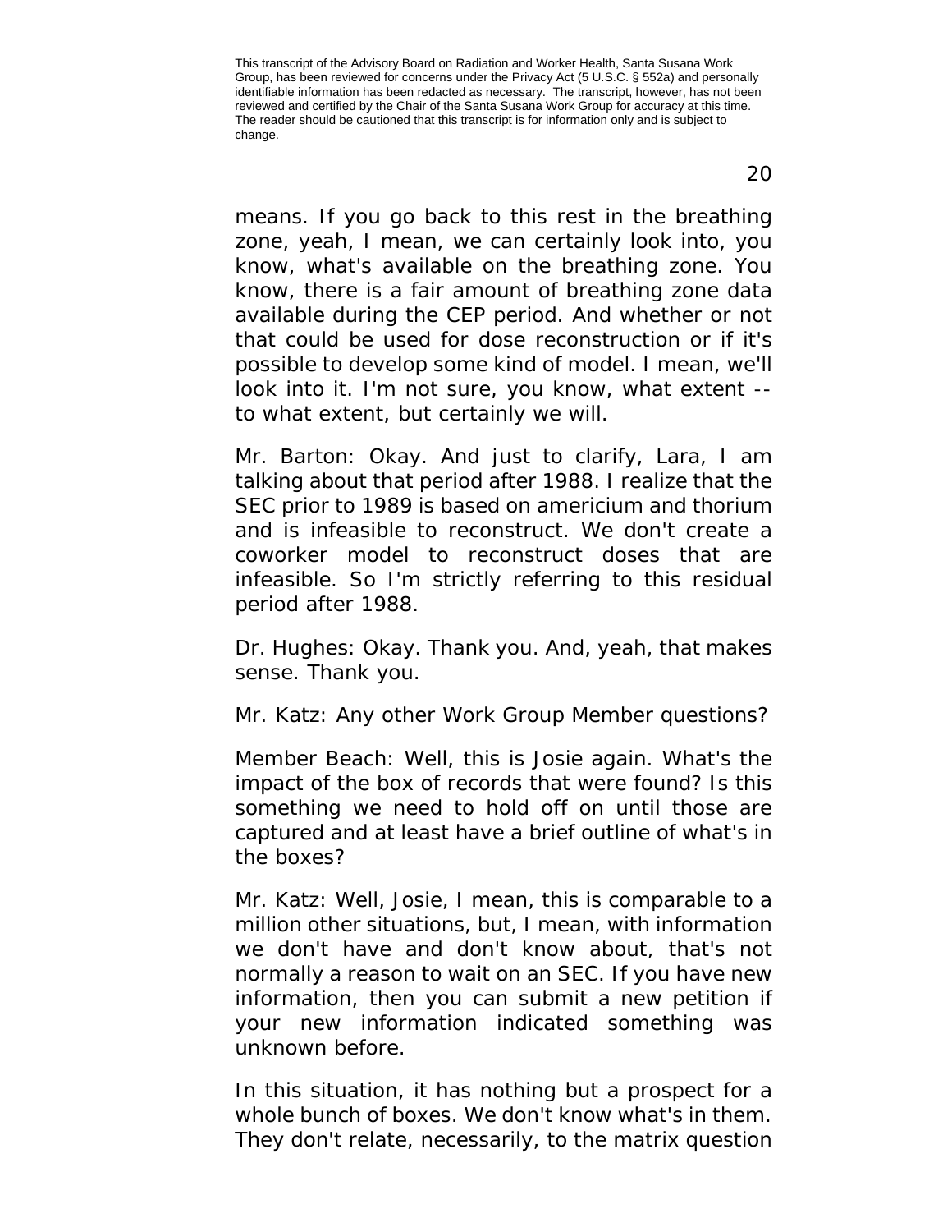means. If you go back to this rest in the breathing zone, yeah, I mean, we can certainly look into, you know, what's available on the breathing zone. You know, there is a fair amount of breathing zone data available during the CEP period. And whether or not that could be used for dose reconstruction or if it's possible to develop some kind of model. I mean, we'll look into it. I'm not sure, you know, what extent -- to what extent, but certainly we will.

Mr. Barton: Okay. And just to clarify, Lara, I am talking about that period after 1988. I realize that the SEC prior to 1989 is based on americium and thorium and is infeasible to reconstruct. We don't create a coworker model to reconstruct doses that are infeasible. So I'm strictly referring to this residual period after 1988.

Dr. Hughes: Okay. Thank you. And, yeah, that makes sense. Thank you.

Mr. Katz: Any other Work Group Member questions?

Member Beach: Well, this is Josie again. What's the impact of the box of records that were found? Is this something we need to hold off on until those are captured and at least have a brief outline of what's in the boxes?

Mr. Katz: Well, Josie, I mean, this is comparable to a million other situations, but, I mean, with information we don't have and don't know about, that's not normally a reason to wait on an SEC. If you have new information, then you can submit a new petition if your new information indicated something was unknown before.

In this situation, it has nothing but a prospect for a whole bunch of boxes. We don't know what's in them. They don't relate, necessarily, to the matrix question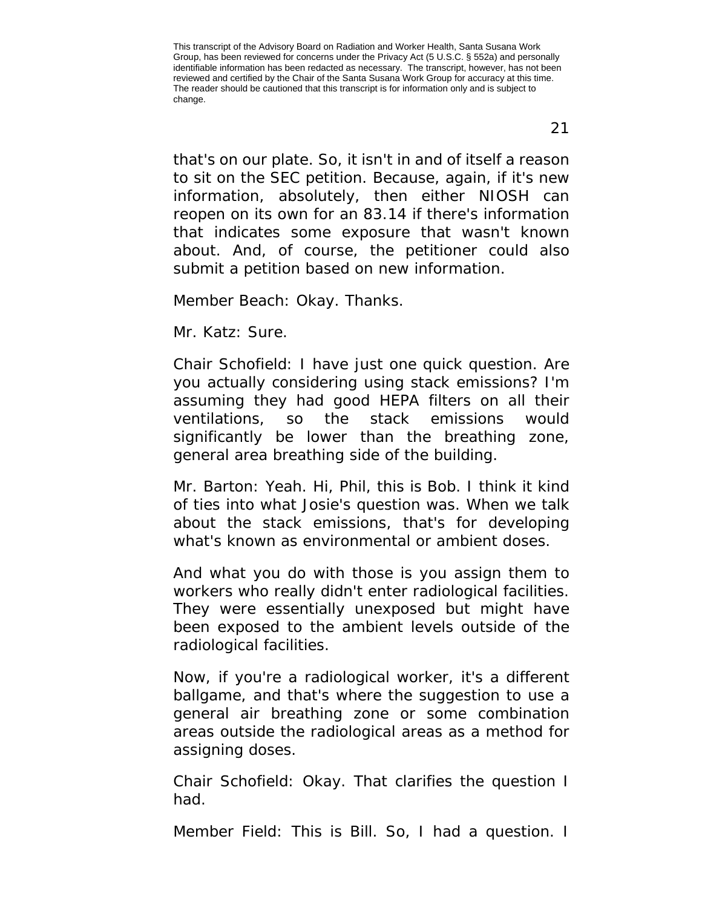that's on our plate. So, it isn't in and of itself a reason to sit on the SEC petition. Because, again, if it's new information, absolutely, then either NIOSH can reopen on its own for an 83.14 if there's information that indicates some exposure that wasn't known about. And, of course, the petitioner could also submit a petition based on new information.

Member Beach: Okay. Thanks.

Mr. Katz: Sure.

Chair Schofield: I have just one quick question. Are you actually considering using stack emissions? I'm assuming they had good HEPA filters on all their ventilations, so the stack emissions would significantly be lower than the breathing zone, general area breathing side of the building.

Mr. Barton: Yeah. Hi, Phil, this is Bob. I think it kind of ties into what Josie's question was. When we talk about the stack emissions, that's for developing what's known as environmental or ambient doses.

And what you do with those is you assign them to workers who really didn't enter radiological facilities. They were essentially unexposed but might have been exposed to the ambient levels outside of the radiological facilities.

Now, if you're a radiological worker, it's a different ballgame, and that's where the suggestion to use a general air breathing zone or some combination areas outside the radiological areas as a method for assigning doses.

Chair Schofield: Okay. That clarifies the question I had.

Member Field: This is Bill. So, I had a question. I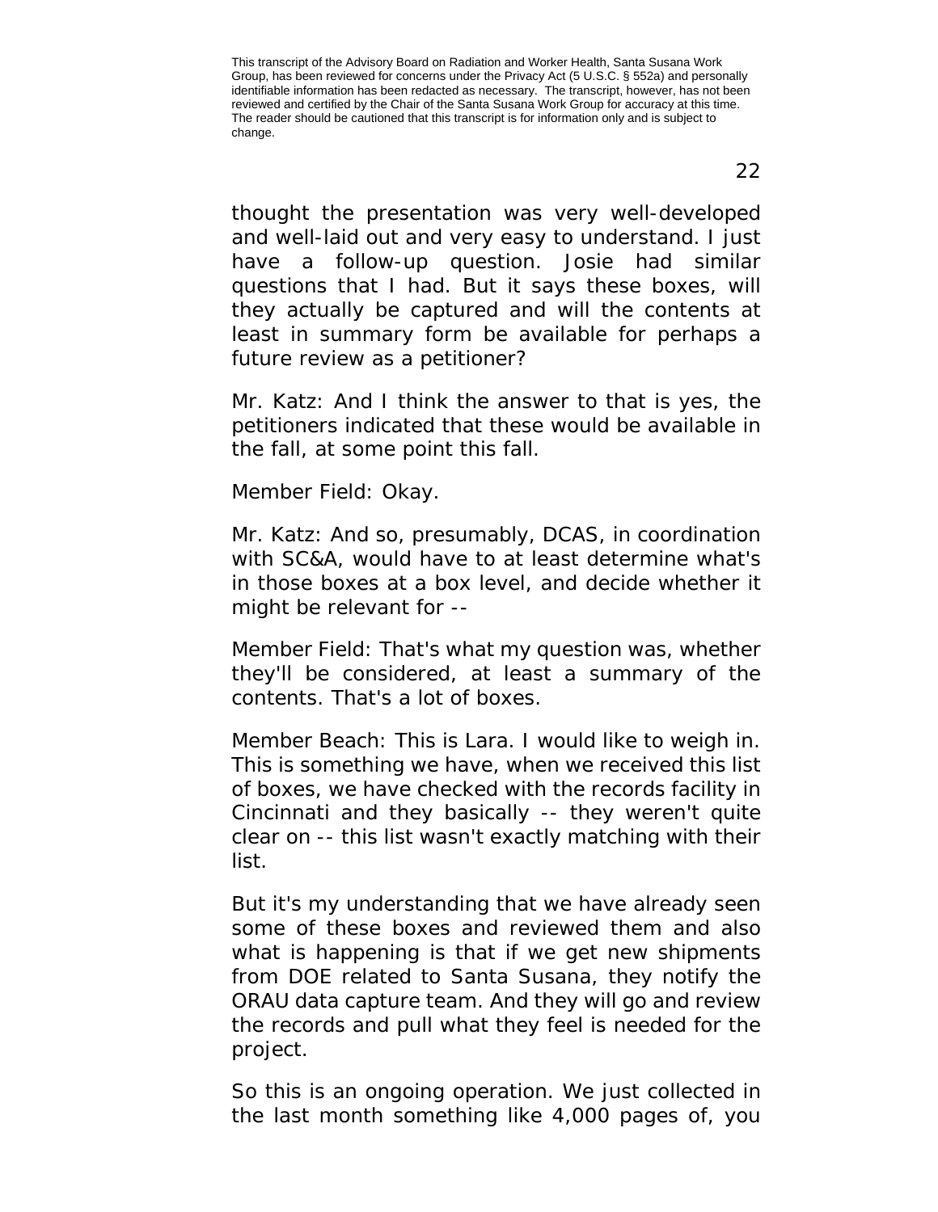thought the presentation was very well-developed and well-laid out and very easy to understand. I just have a follow-up question. Josie had similar questions that I had. But it says these boxes, will they actually be captured and will the contents at least in summary form be available for perhaps a future review as a petitioner?

Mr. Katz: And I think the answer to that is yes, the petitioners indicated that these would be available in the fall, at some point this fall.

Member Field: Okay.

Mr. Katz: And so, presumably, DCAS, in coordination with SC&A, would have to at least determine what's in those boxes at a box level, and decide whether it might be relevant for --

Member Field: That's what my question was, whether they'll be considered, at least a summary of the contents. That's a lot of boxes.

Member Beach: This is Lara. I would like to weigh in. This is something we have, when we received this list of boxes, we have checked with the records facility in Cincinnati and they basically -- they weren't quite clear on -- this list wasn't exactly matching with their list.

But it's my understanding that we have already seen some of these boxes and reviewed them and also what is happening is that if we get new shipments from DOE related to Santa Susana, they notify the ORAU data capture team. And they will go and review the records and pull what they feel is needed for the project.

So this is an ongoing operation. We just collected in the last month something like 4,000 pages of, you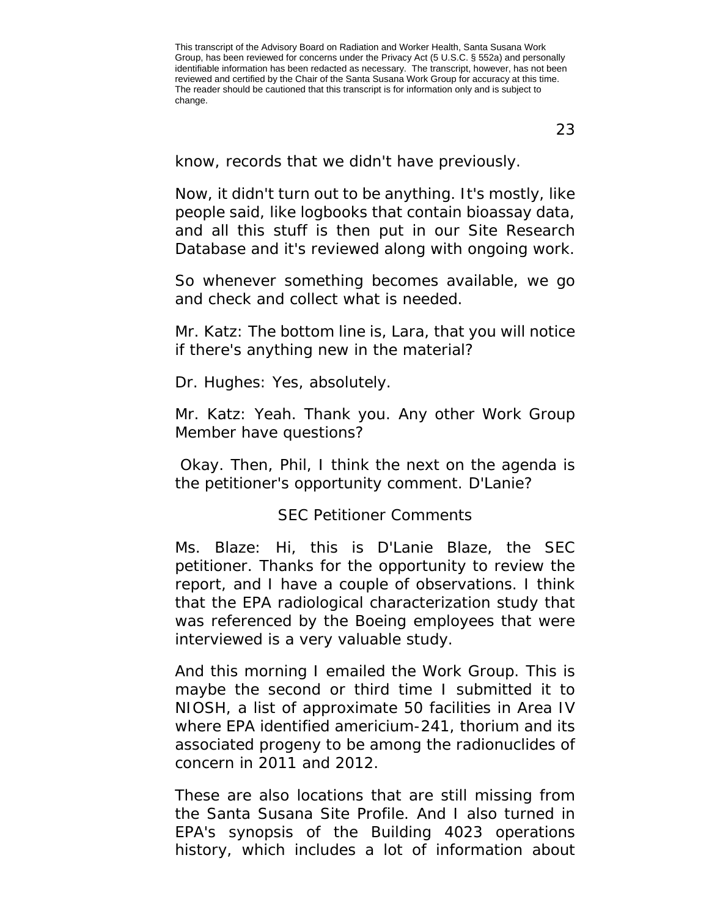know, records that we didn't have previously.

Now, it didn't turn out to be anything. It's mostly, like people said, like logbooks that contain bioassay data, and all this stuff is then put in our Site Research Database and it's reviewed along with ongoing work.

So whenever something becomes available, we go and check and collect what is needed.

Mr. Katz: The bottom line is, Lara, that you will notice if there's anything new in the material?

Dr. Hughes: Yes, absolutely.

Mr. Katz: Yeah. Thank you. Any other Work Group Member have questions?

Okay. Then, Phil, I think the next on the agenda is the petitioner's opportunity comment. D'Lanie?

## SEC Petitioner Comments

Ms. Blaze: Hi, this is D'Lanie Blaze, the SEC petitioner. Thanks for the opportunity to review the report, and I have a couple of observations. I think that the EPA radiological characterization study that was referenced by the Boeing employees that were interviewed is a very valuable study.

And this morning I emailed the Work Group. This is maybe the second or third time I submitted it to NIOSH, a list of approximate 50 facilities in Area IV where EPA identified americium-241, thorium and its associated progeny to be among the radionuclides of concern in 2011 and 2012.

These are also locations that are still missing from the Santa Susana Site Profile. And I also turned in EPA's synopsis of the Building 4023 operations history, which includes a lot of information about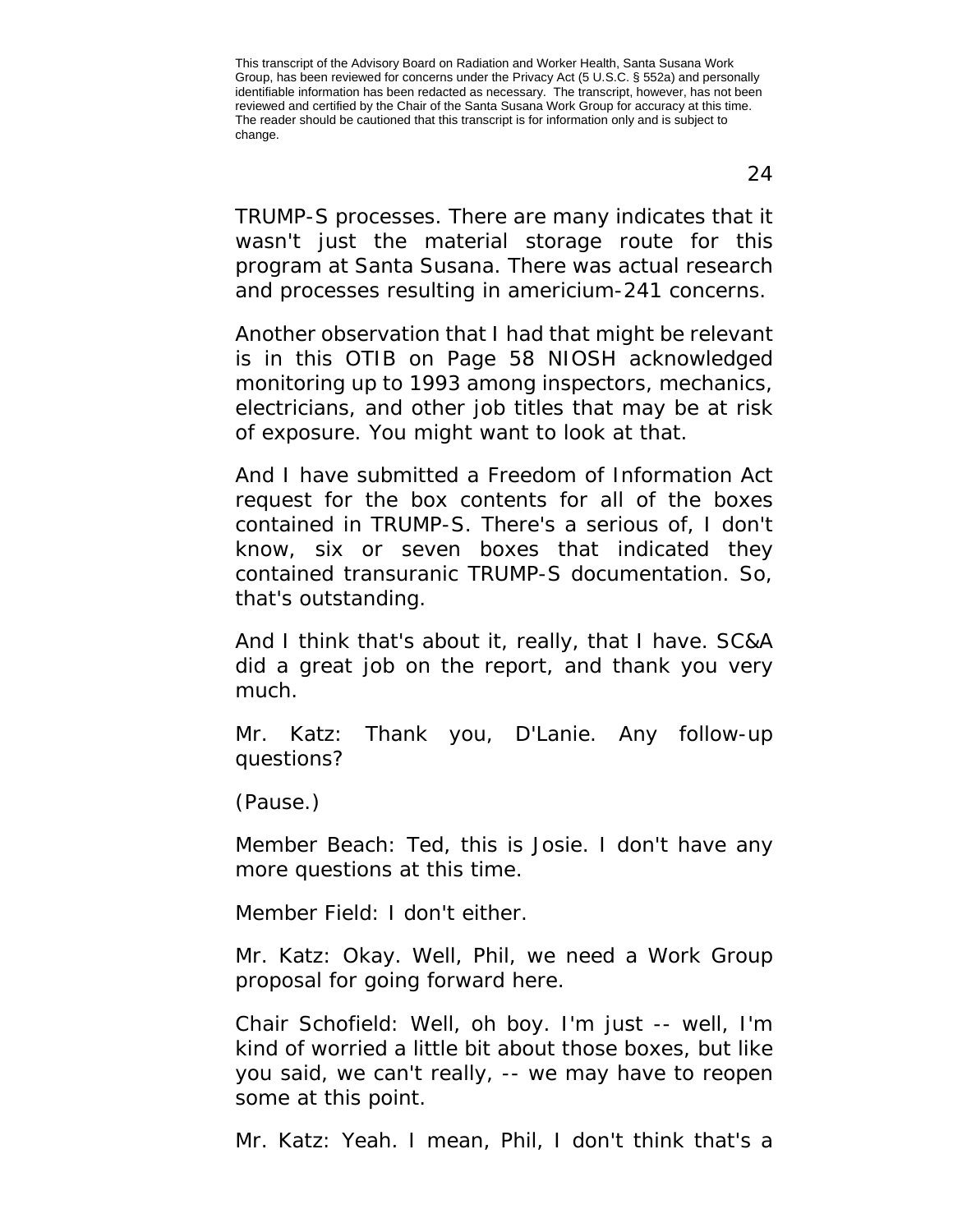TRUMP-S processes. There are many indicates that it wasn't just the material storage route for this program at Santa Susana. There was actual research and processes resulting in americium-241 concerns.

Another observation that I had that might be relevant is in this OTIB on Page 58 NIOSH acknowledged monitoring up to 1993 among inspectors, mechanics, electricians, and other job titles that may be at risk of exposure. You might want to look at that.

And I have submitted a Freedom of Information Act request for the box contents for all of the boxes contained in TRUMP-S. There's a serious of, I don't know, six or seven boxes that indicated they contained transuranic TRUMP-S documentation. So, that's outstanding.

And I think that's about it, really, that I have. SC&A did a great job on the report, and thank you very much.

Mr. Katz: Thank you, D'Lanie. Any follow-up questions?

(Pause.)

Member Beach: Ted, this is Josie. I don't have any more questions at this time.

Member Field: I don't either.

Mr. Katz: Okay. Well, Phil, we need a Work Group proposal for going forward here.

Chair Schofield: Well, oh boy. I'm just -- well, I'm kind of worried a little bit about those boxes, but like you said, we can't really, -- we may have to reopen some at this point.

Mr. Katz: Yeah. I mean, Phil, I don't think that's a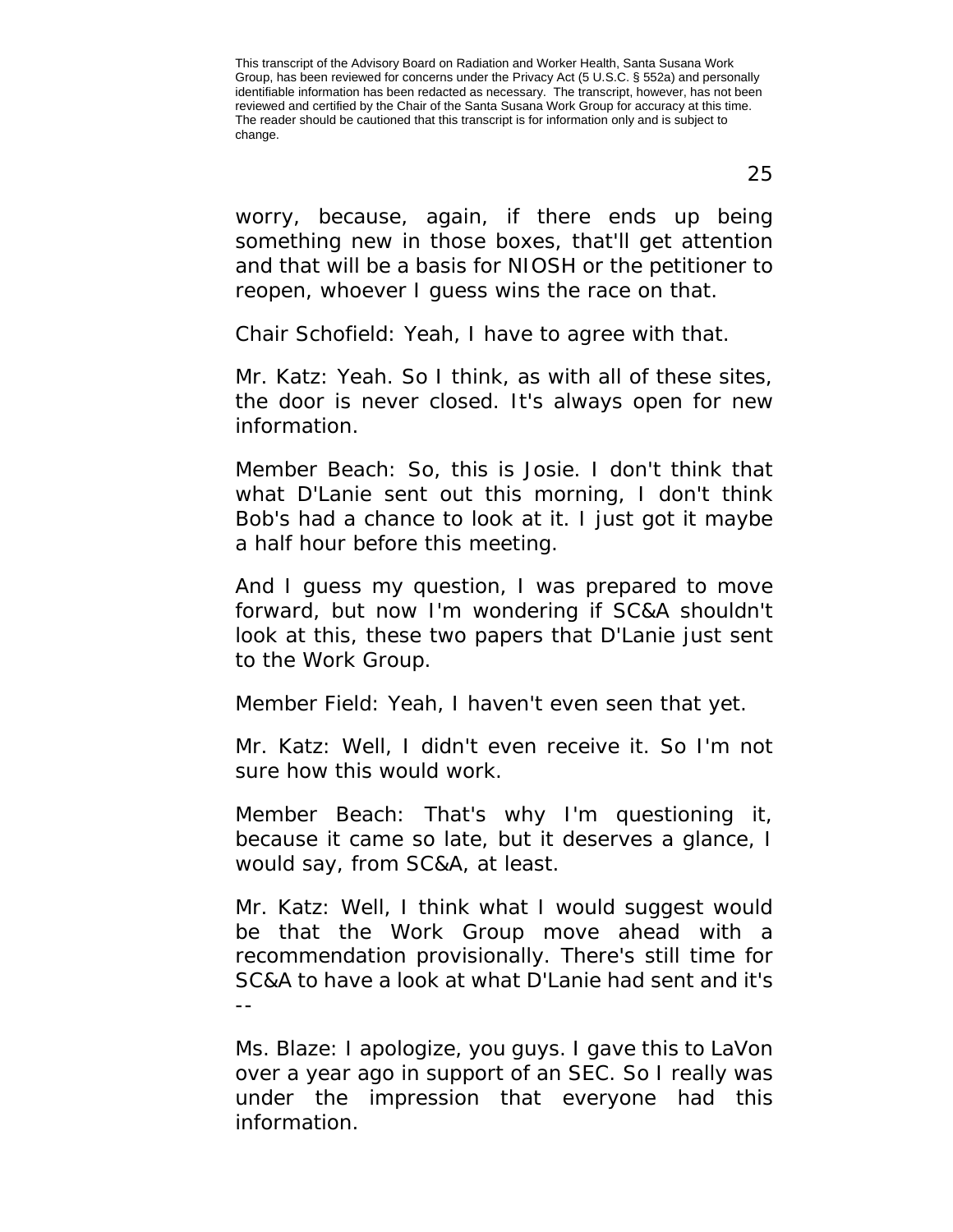worry, because, again, if there ends up being something new in those boxes, that'll get attention and that will be a basis for NIOSH or the petitioner to reopen, whoever I guess wins the race on that.

Chair Schofield: Yeah, I have to agree with that.

Mr. Katz: Yeah. So I think, as with all of these sites, the door is never closed. It's always open for new information.

Member Beach: So, this is Josie. I don't think that what D'Lanie sent out this morning, I don't think Bob's had a chance to look at it. I just got it maybe a half hour before this meeting.

And I guess my question, I was prepared to move forward, but now I'm wondering if SC&A shouldn't look at this, these two papers that D'Lanie just sent to the Work Group.

Member Field: Yeah, I haven't even seen that yet.

Mr. Katz: Well, I didn't even receive it. So I'm not sure how this would work.

Member Beach: That's why I'm questioning it, because it came so late, but it deserves a glance, I would say, from SC&A, at least.

Mr. Katz: Well, I think what I would suggest would be that the Work Group move ahead with a recommendation provisionally. There's still time for SC&A to have a look at what D'Lanie had sent and it's --

Ms. Blaze: I apologize, you guys. I gave this to LaVon over a year ago in support of an SEC. So I really was under the impression that everyone had this information.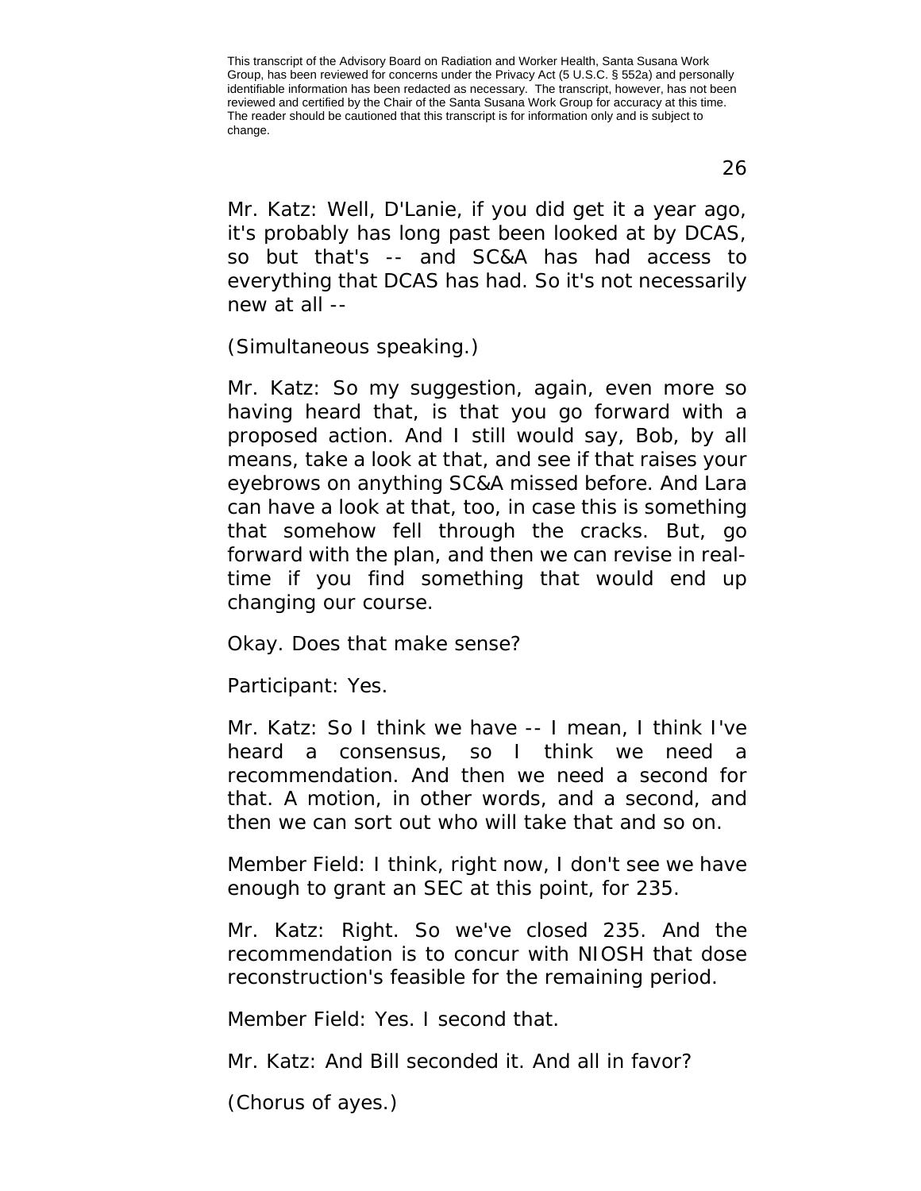Mr. Katz: Well, D'Lanie, if you did get it a year ago, it's probably has long past been looked at by DCAS, so but that's -- and SC&A has had access to everything that DCAS has had. So it's not necessarily new at all --

(Simultaneous speaking.)

Mr. Katz: So my suggestion, again, even more so having heard that, is that you go forward with a proposed action. And I still would say, Bob, by all means, take a look at that, and see if that raises your eyebrows on anything SC&A missed before. And Lara can have a look at that, too, in case this is something that somehow fell through the cracks. But, go forward with the plan, and then we can revise in real-time if you find something that would end up changing our course.

Okay. Does that make sense?

Participant: Yes.

Mr. Katz: So I think we have -- I mean, I think I've heard a consensus, so I think we need a recommendation. And then we need a second for that. A motion, in other words, and a second, and then we can sort out who will take that and so on.

Member Field: I think, right now, I don't see we have enough to grant an SEC at this point, for 235.

Mr. Katz: Right. So we've closed 235. And the recommendation is to concur with NIOSH that dose reconstruction's feasible for the remaining period.

Member Field: Yes. I second that.

Mr. Katz: And Bill seconded it. And all in favor?

(Chorus of ayes.)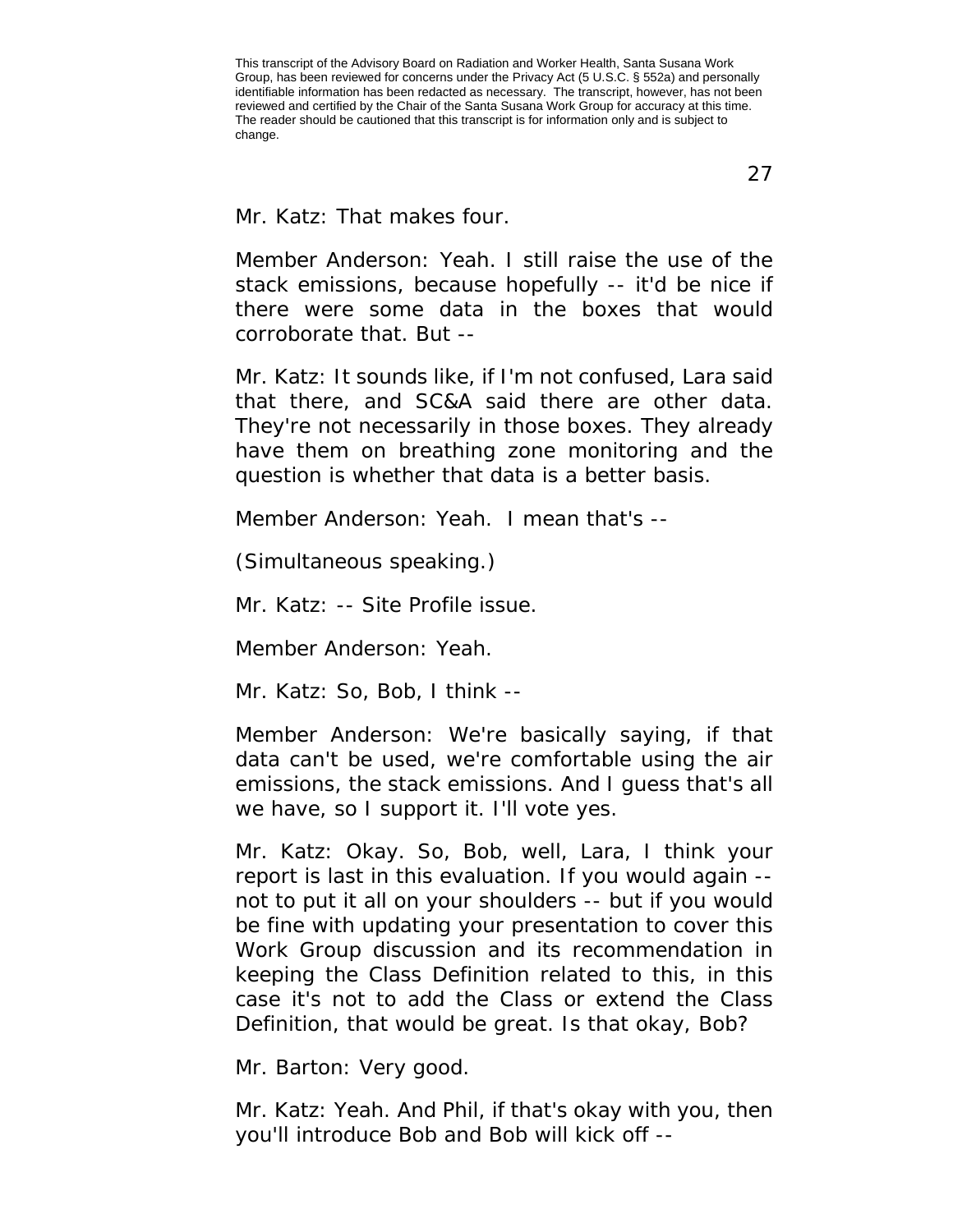Mr. Katz: That makes four.

Member Anderson: Yeah. I still raise the use of the stack emissions, because hopefully -- it'd be nice if there were some data in the boxes that would corroborate that. But --

Mr. Katz: It sounds like, if I'm not confused, Lara said that there, and SC&A said there are other data. They're not necessarily in those boxes. They already have them on breathing zone monitoring and the question is whether that data is a better basis.

Member Anderson: Yeah. I mean that's --

(Simultaneous speaking.)

Mr. Katz: -- Site Profile issue.

Member Anderson: Yeah.

Mr. Katz: So, Bob, I think --

Member Anderson: We're basically saying, if that data can't be used, we're comfortable using the air emissions, the stack emissions. And I guess that's all we have, so I support it. I'll vote yes.

Mr. Katz: Okay. So, Bob, well, Lara, I think your report is last in this evaluation. If you would again -- not to put it all on your shoulders -- but if you would be fine with updating your presentation to cover this Work Group discussion and its recommendation in keeping the Class Definition related to this, in this case it's not to add the Class or extend the Class Definition, that would be great. Is that okay, Bob?

Mr. Barton: Very good.

Mr. Katz: Yeah. And Phil, if that's okay with you, then you'll introduce Bob and Bob will kick off --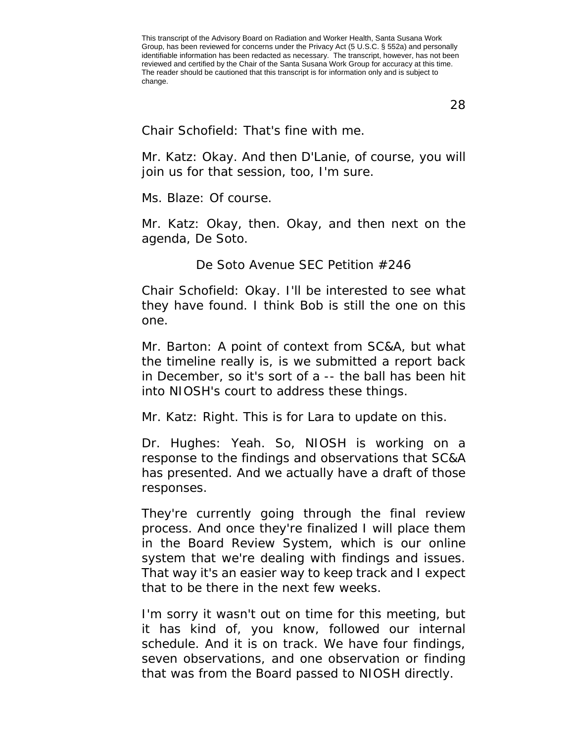Chair Schofield: That's fine with me.

Mr. Katz: Okay. And then D'Lanie, of course, you will join us for that session, too, I'm sure.

Ms. Blaze: Of course.

Mr. Katz: Okay, then. Okay, and then next on the agenda, De Soto.

## De Soto Avenue SEC Petition #246

Chair Schofield: Okay. I'll be interested to see what they have found. I think Bob is still the one on this one.

Mr. Barton: A point of context from SC&A, but what the timeline really is, is we submitted a report back in December, so it's sort of a -- the ball has been hit into NIOSH's court to address these things.

Mr. Katz: Right. This is for Lara to update on this.

Dr. Hughes: Yeah. So, NIOSH is working on a response to the findings and observations that SC&A has presented. And we actually have a draft of those responses.

They're currently going through the final review process. And once they're finalized I will place them in the Board Review System, which is our online system that we're dealing with findings and issues. That way it's an easier way to keep track and I expect that to be there in the next few weeks.

I'm sorry it wasn't out on time for this meeting, but it has kind of, you know, followed our internal schedule. And it is on track. We have four findings, seven observations, and one observation or finding that was from the Board passed to NIOSH directly.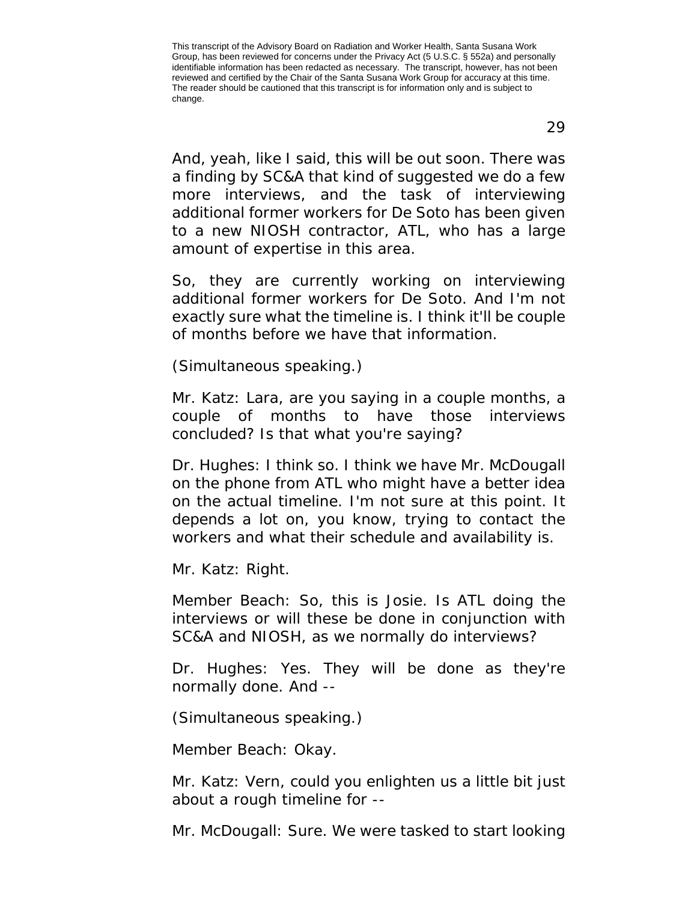And, yeah, like I said, this will be out soon. There was a finding by SC&A that kind of suggested we do a few more interviews, and the task of interviewing additional former workers for De Soto has been given to a new NIOSH contractor, ATL, who has a large amount of expertise in this area.

So, they are currently working on interviewing additional former workers for De Soto. And I'm not exactly sure what the timeline is. I think it'll be couple of months before we have that information.

(Simultaneous speaking.)

Mr. Katz: Lara, are you saying in a couple months, a couple of months to have those interviews concluded? Is that what you're saying?

Dr. Hughes: I think so. I think we have Mr. McDougall on the phone from ATL who might have a better idea on the actual timeline. I'm not sure at this point. It depends a lot on, you know, trying to contact the workers and what their schedule and availability is.

Mr. Katz: Right.

Member Beach: So, this is Josie. Is ATL doing the interviews or will these be done in conjunction with SC&A and NIOSH, as we normally do interviews?

Dr. Hughes: Yes. They will be done as they're normally done. And --

(Simultaneous speaking.)

Member Beach: Okay.

Mr. Katz: Vern, could you enlighten us a little bit just about a rough timeline for --

Mr. McDougall: Sure. We were tasked to start looking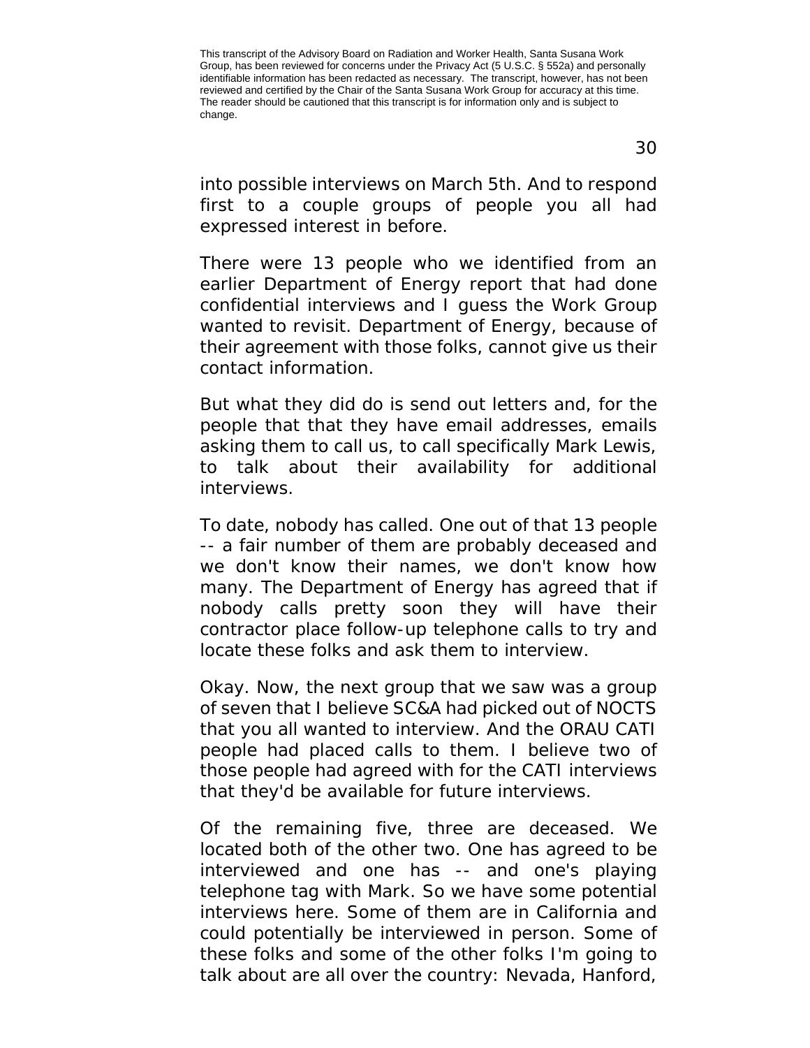into possible interviews on March 5th. And to respond first to a couple groups of people you all had expressed interest in before.

There were 13 people who we identified from an earlier Department of Energy report that had done confidential interviews and I guess the Work Group wanted to revisit. Department of Energy, because of their agreement with those folks, cannot give us their contact information.

But what they did do is send out letters and, for the people that that they have email addresses, emails asking them to call us, to call specifically Mark Lewis, to talk about their availability for additional interviews.

To date, nobody has called. One out of that 13 people -- a fair number of them are probably deceased and we don't know their names, we don't know how many. The Department of Energy has agreed that if nobody calls pretty soon they will have their contractor place follow-up telephone calls to try and locate these folks and ask them to interview.

Okay. Now, the next group that we saw was a group of seven that I believe SC&A had picked out of NOCTS that you all wanted to interview. And the ORAU CATI people had placed calls to them. I believe two of those people had agreed with for the CATI interviews that they'd be available for future interviews.

Of the remaining five, three are deceased. We located both of the other two. One has agreed to be interviewed and one has -- and one's playing telephone tag with Mark. So we have some potential interviews here. Some of them are in California and could potentially be interviewed in person. Some of these folks and some of the other folks I'm going to talk about are all over the country: Nevada, Hanford,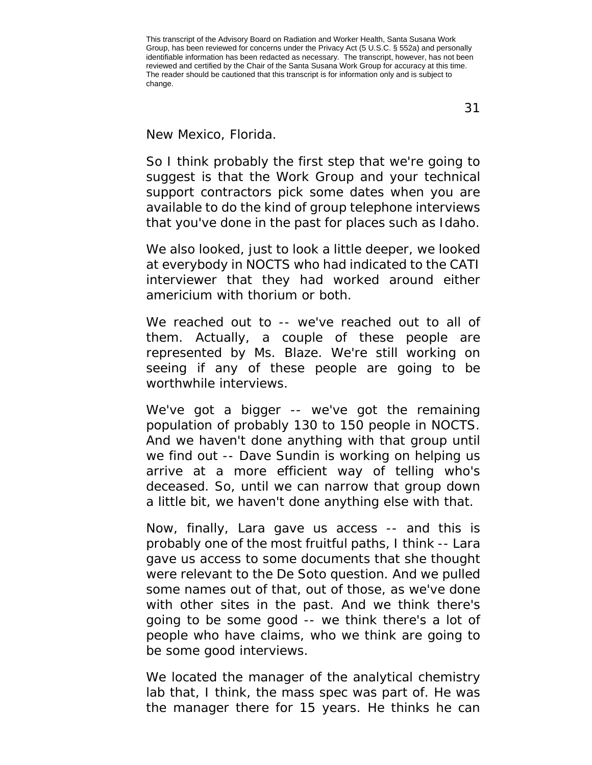New Mexico, Florida.

So I think probably the first step that we're going to suggest is that the Work Group and your technical support contractors pick some dates when you are available to do the kind of group telephone interviews that you've done in the past for places such as Idaho.

We also looked, just to look a little deeper, we looked at everybody in NOCTS who had indicated to the CATI interviewer that they had worked around either americium with thorium or both.

We reached out to -- we've reached out to all of them. Actually, a couple of these people are represented by Ms. Blaze. We're still working on seeing if any of these people are going to be worthwhile interviews.

We've got a bigger -- we've got the remaining population of probably 130 to 150 people in NOCTS. And we haven't done anything with that group until we find out -- Dave Sundin is working on helping us arrive at a more efficient way of telling who's deceased. So, until we can narrow that group down a little bit, we haven't done anything else with that.

Now, finally, Lara gave us access -- and this is probably one of the most fruitful paths, I think -- Lara gave us access to some documents that she thought were relevant to the De Soto question. And we pulled some names out of that, out of those, as we've done with other sites in the past. And we think there's going to be some good -- we think there's a lot of people who have claims, who we think are going to be some good interviews.

We located the manager of the analytical chemistry lab that, I think, the mass spec was part of. He was the manager there for 15 years. He thinks he can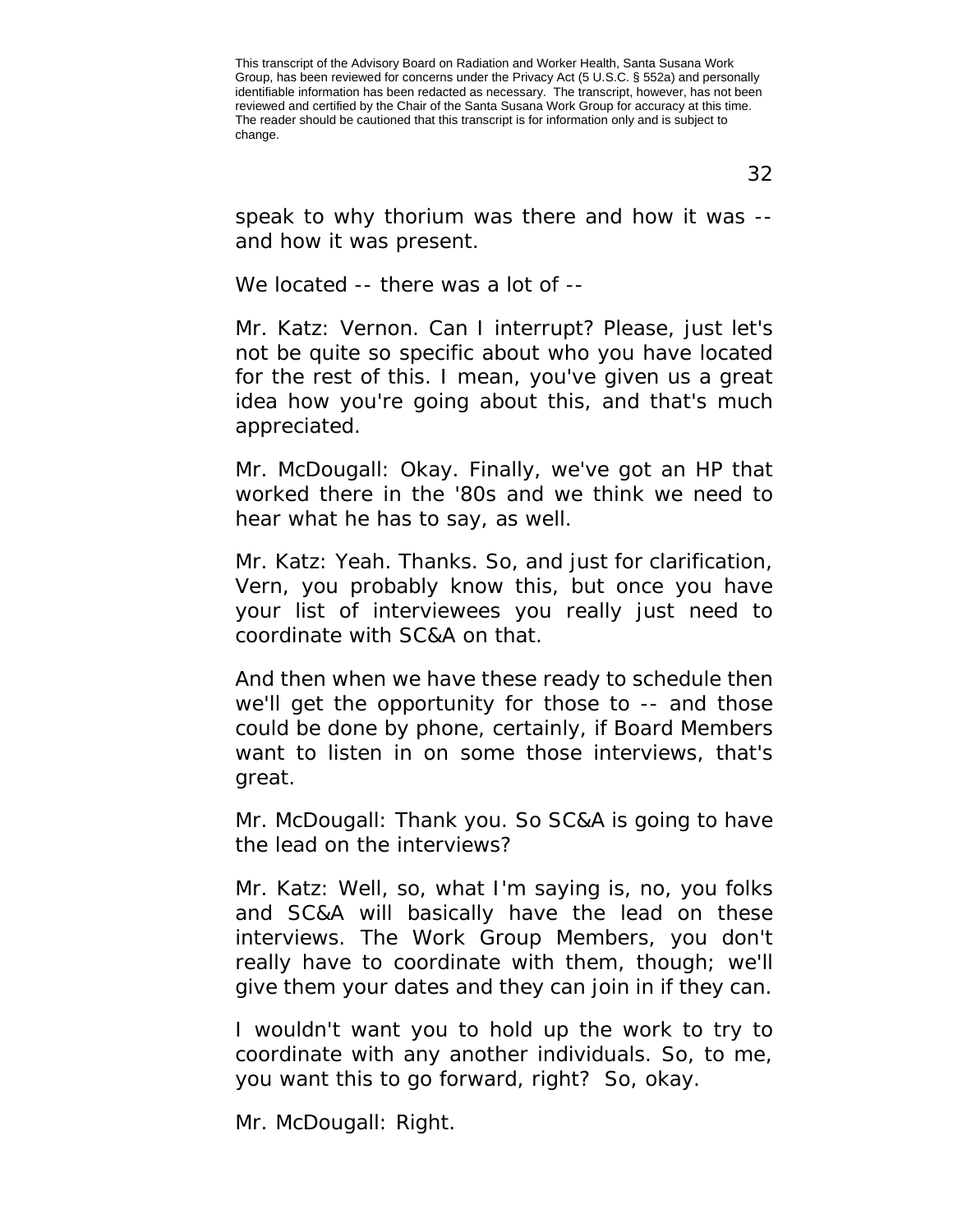speak to why thorium was there and how it was -- and how it was present.

We located -- there was a lot of --

Mr. Katz: Vernon. Can I interrupt? Please, just let's not be quite so specific about who you have located for the rest of this. I mean, you've given us a great idea how you're going about this, and that's much appreciated.

Mr. McDougall: Okay. Finally, we've got an HP that worked there in the '80s and we think we need to hear what he has to say, as well.

Mr. Katz: Yeah. Thanks. So, and just for clarification, Vern, you probably know this, but once you have your list of interviewees you really just need to coordinate with SC&A on that.

And then when we have these ready to schedule then we'll get the opportunity for those to -- and those could be done by phone, certainly, if Board Members want to listen in on some those interviews, that's great.

Mr. McDougall: Thank you. So SC&A is going to have the lead on the interviews?

Mr. Katz: Well, so, what I'm saying is, no, you folks and SC&A will basically have the lead on these interviews. The Work Group Members, you don't really have to coordinate with them, though; we'll give them your dates and they can join in if they can.

I wouldn't want you to hold up the work to try to coordinate with any another individuals. So, to me, you want this to go forward, right? So, okay.

Mr. McDougall: Right.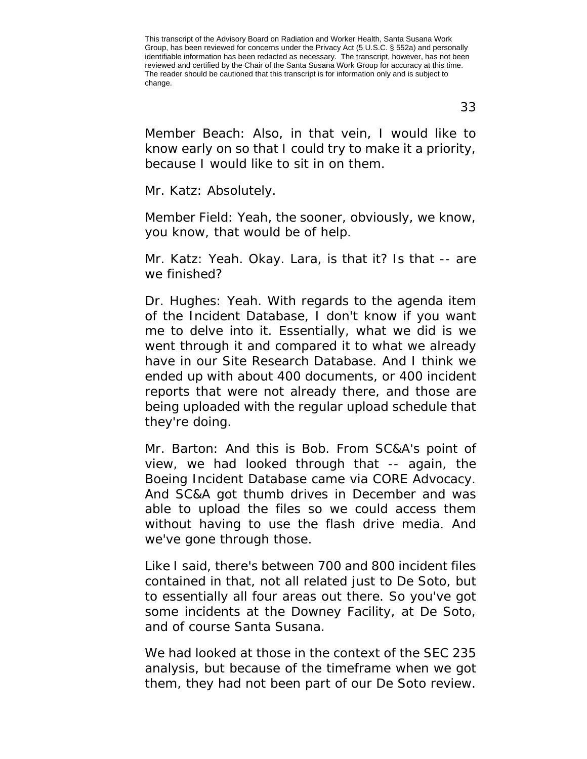Member Beach: Also, in that vein, I would like to know early on so that I could try to make it a priority, because I would like to sit in on them.

Mr. Katz: Absolutely.

Member Field: Yeah, the sooner, obviously, we know, you know, that would be of help.

Mr. Katz: Yeah. Okay. Lara, is that it? Is that -- are we finished?

Dr. Hughes: Yeah. With regards to the agenda item of the Incident Database, I don't know if you want me to delve into it. Essentially, what we did is we went through it and compared it to what we already have in our Site Research Database. And I think we ended up with about 400 documents, or 400 incident reports that were not already there, and those are being uploaded with the regular upload schedule that they're doing.

Mr. Barton: And this is Bob. From SC&A's point of view, we had looked through that -- again, the Boeing Incident Database came via CORE Advocacy. And SC&A got thumb drives in December and was able to upload the files so we could access them without having to use the flash drive media. And we've gone through those.

Like I said, there's between 700 and 800 incident files contained in that, not all related just to De Soto, but to essentially all four areas out there. So you've got some incidents at the Downey Facility, at De Soto, and of course Santa Susana.

We had looked at those in the context of the SEC 235 analysis, but because of the timeframe when we got them, they had not been part of our De Soto review.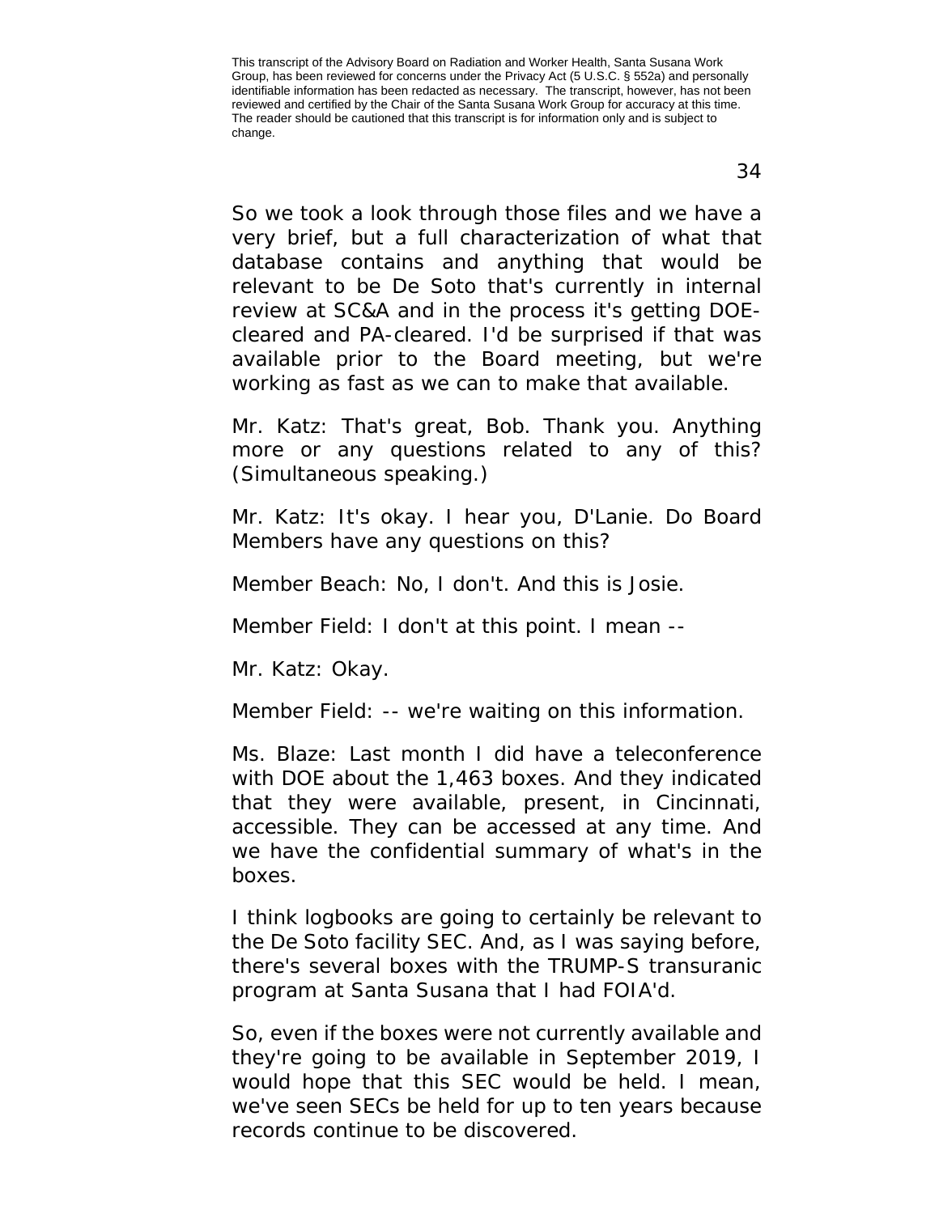So we took a look through those files and we have a very brief, but a full characterization of what that database contains and anything that would be relevant to be De Soto that's currently in internal review at SC&A and in the process it's getting DOE-cleared and PA-cleared. I'd be surprised if that was available prior to the Board meeting, but we're working as fast as we can to make that available.

Mr. Katz: That's great, Bob. Thank you. Anything more or any questions related to any of this? (Simultaneous speaking.)

Mr. Katz: It's okay. I hear you, D'Lanie. Do Board Members have any questions on this?

Member Beach: No, I don't. And this is Josie.

Member Field: I don't at this point. I mean --

Mr. Katz: Okay.

Member Field: -- we're waiting on this information.

Ms. Blaze: Last month I did have a teleconference with DOE about the 1,463 boxes. And they indicated that they were available, present, in Cincinnati, accessible. They can be accessed at any time. And we have the confidential summary of what's in the boxes.

I think logbooks are going to certainly be relevant to the De Soto facility SEC. And, as I was saying before, there's several boxes with the TRUMP-S transuranic program at Santa Susana that I had FOIA'd.

So, even if the boxes were not currently available and they're going to be available in September 2019, I would hope that this SEC would be held. I mean, we've seen SECs be held for up to ten years because records continue to be discovered.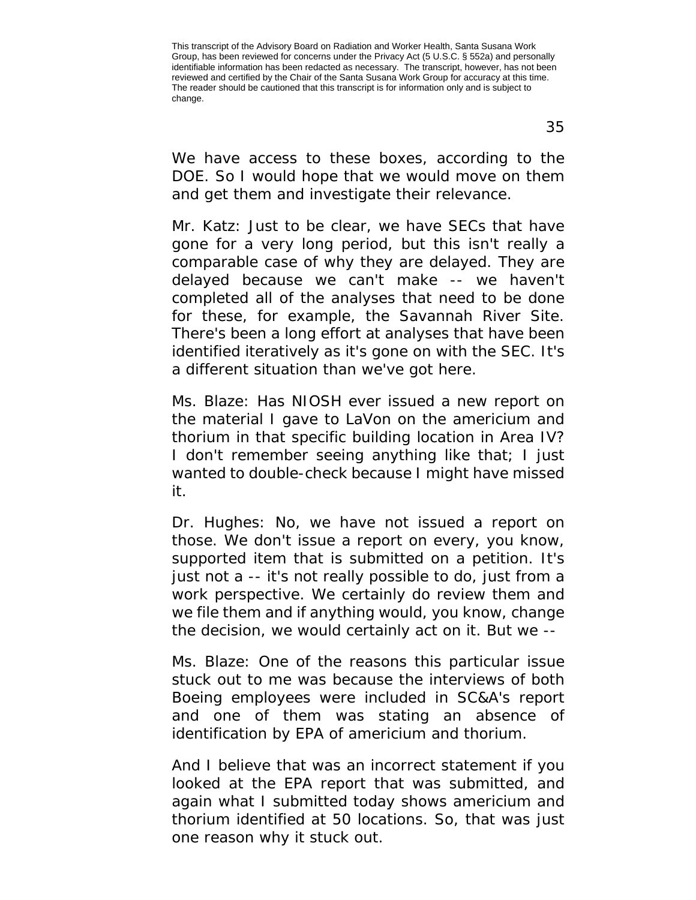We have access to these boxes, according to the DOE. So I would hope that we would move on them and get them and investigate their relevance.

Mr. Katz: Just to be clear, we have SECs that have gone for a very long period, but this isn't really a comparable case of why they are delayed. They are delayed because we can't make -- we haven't completed all of the analyses that need to be done for these, for example, the Savannah River Site. There's been a long effort at analyses that have been identified iteratively as it's gone on with the SEC. It's a different situation than we've got here.

Ms. Blaze: Has NIOSH ever issued a new report on the material I gave to LaVon on the americium and thorium in that specific building location in Area IV? I don't remember seeing anything like that; I just wanted to double-check because I might have missed it.

Dr. Hughes: No, we have not issued a report on those. We don't issue a report on every, you know, supported item that is submitted on a petition. It's just not a -- it's not really possible to do, just from a work perspective. We certainly do review them and we file them and if anything would, you know, change the decision, we would certainly act on it. But we --

Ms. Blaze: One of the reasons this particular issue stuck out to me was because the interviews of both Boeing employees were included in SC&A's report and one of them was stating an absence of identification by EPA of americium and thorium.

And I believe that was an incorrect statement if you looked at the EPA report that was submitted, and again what I submitted today shows americium and thorium identified at 50 locations. So, that was just one reason why it stuck out.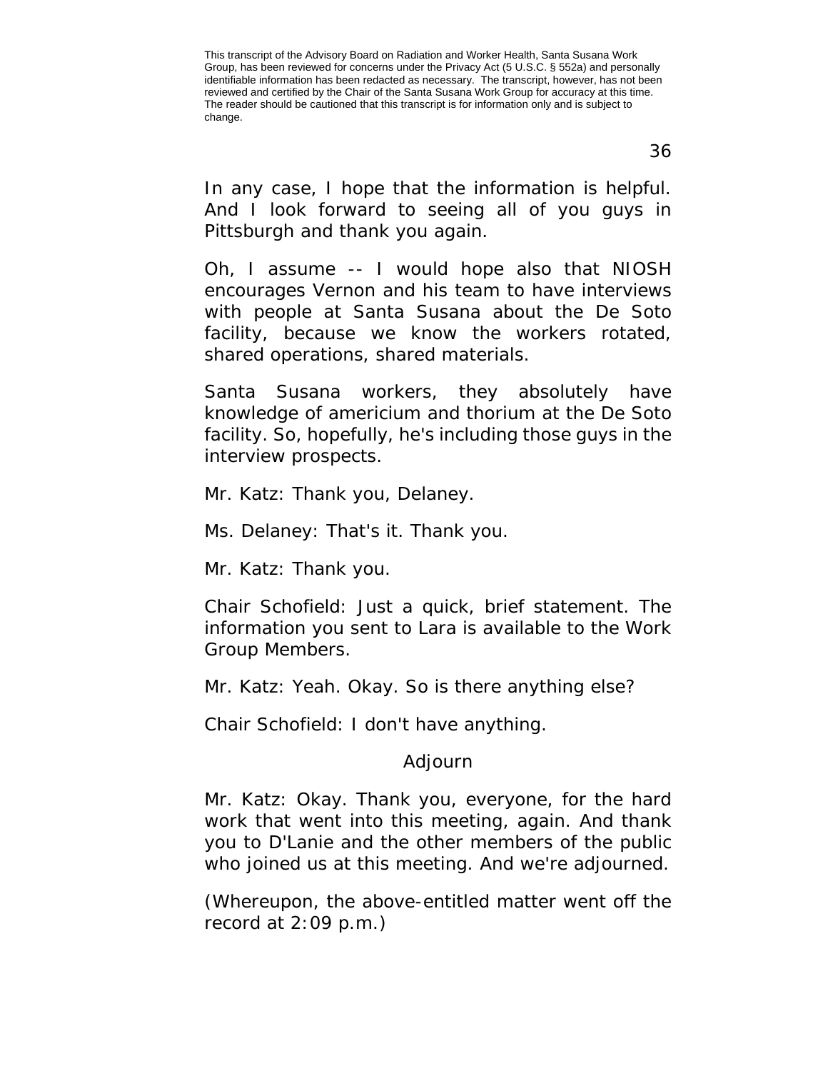In any case, I hope that the information is helpful. And I look forward to seeing all of you guys in Pittsburgh and thank you again.

Oh, I assume -- I would hope also that NIOSH encourages Vernon and his team to have interviews with people at Santa Susana about the De Soto facility, because we know the workers rotated, shared operations, shared materials.

Santa Susana workers, they absolutely have knowledge of americium and thorium at the De Soto facility. So, hopefully, he's including those guys in the interview prospects.

Mr. Katz: Thank you, Delaney.

Ms. Delaney: That's it. Thank you.

Mr. Katz: Thank you.

Chair Schofield: Just a quick, brief statement. The information you sent to Lara is available to the Work Group Members.

Mr. Katz: Yeah. Okay. So is there anything else?

Chair Schofield: I don't have anything.

## Adjourn

Mr. Katz: Okay. Thank you, everyone, for the hard work that went into this meeting, again. And thank you to D'Lanie and the other members of the public who joined us at this meeting. And we're adjourned.

(Whereupon, the above-entitled matter went off the record at 2:09 p.m.)